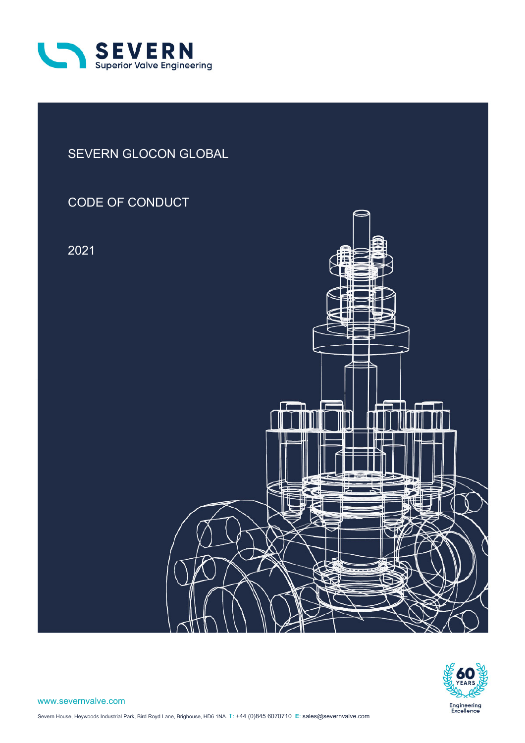SEVERN
Superior Valve Engineering

# SEVERN GLOCON GLOBAL

# CODE OF CONDUCT

2021

60 YEARS
Engineering Excellence

www.severnvalve.com

Severn House, Heywoods Industrial Park, Bird Royd Lane, Brighouse, HD6 1NA. T: +44 (0)845 6070710 E: sales@severnvalve.com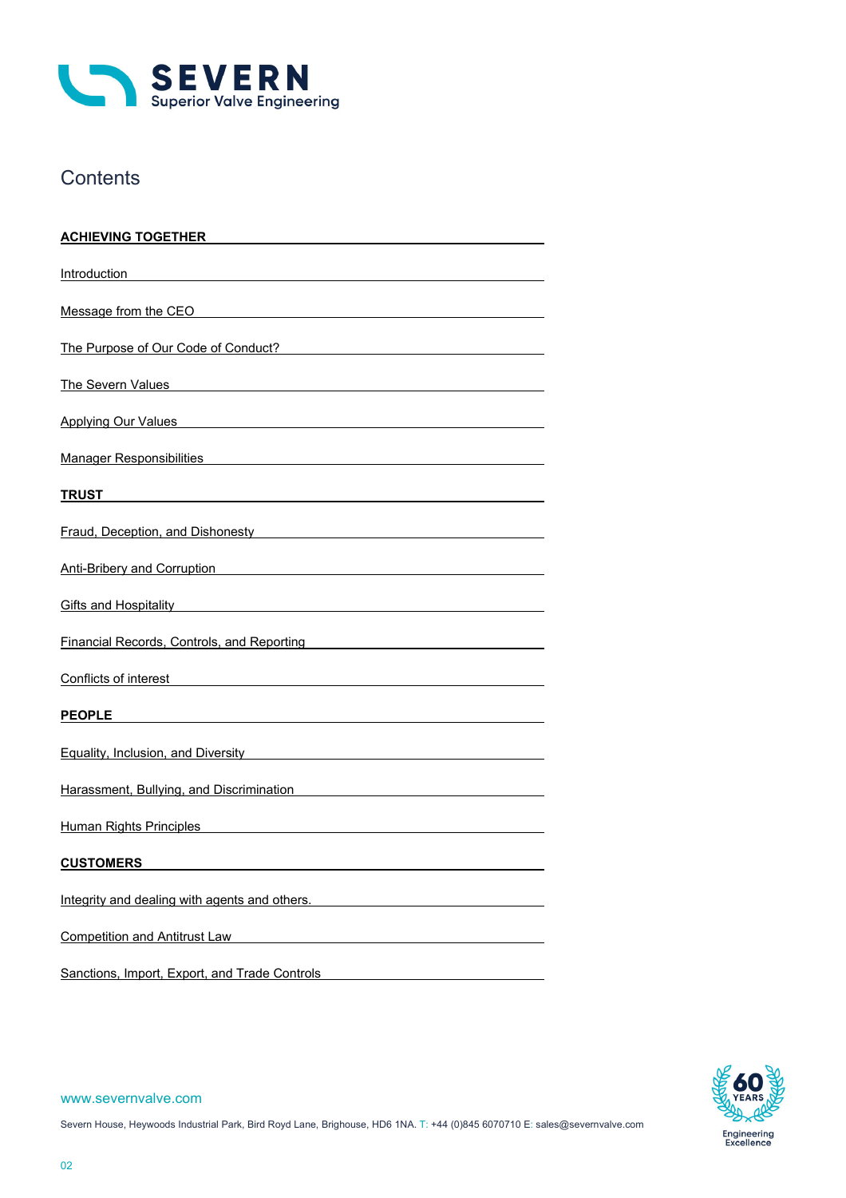# Contents

**ACHIEVING TOGETHER**

Introduction

Message from the CEO

The Purpose of Our Code of Conduct?

The Severn Values

Applying Our Values

Manager Responsibilities

**TRUST**

Fraud, Deception, and Dishonesty

Anti-Bribery and Corruption

Gifts and Hospitality

Financial Records, Controls, and Reporting

Conflicts of interest

**PEOPLE**

Equality, Inclusion, and Diversity

Harassment, Bullying, and Discrimination

Human Rights Principles

**CUSTOMERS**

Integrity and dealing with agents and others.

Competition and Antitrust Law

Sanctions, Import, Export, and Trade Controls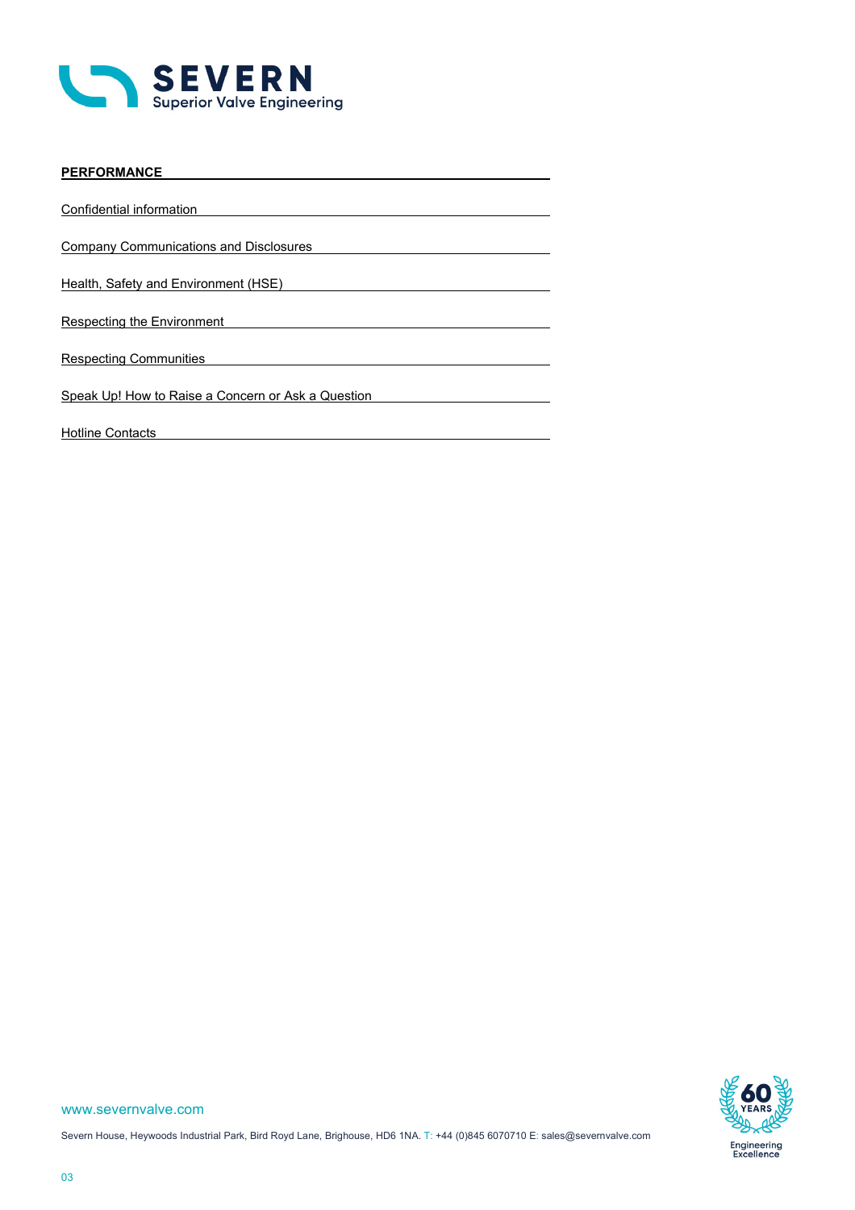**PERFORMANCE**

Confidential information

Company Communications and Disclosures

Health, Safety and Environment (HSE)

Respecting the Environment

Respecting Communities

Speak Up! How to Raise a Concern or Ask a Question

Hotline Contacts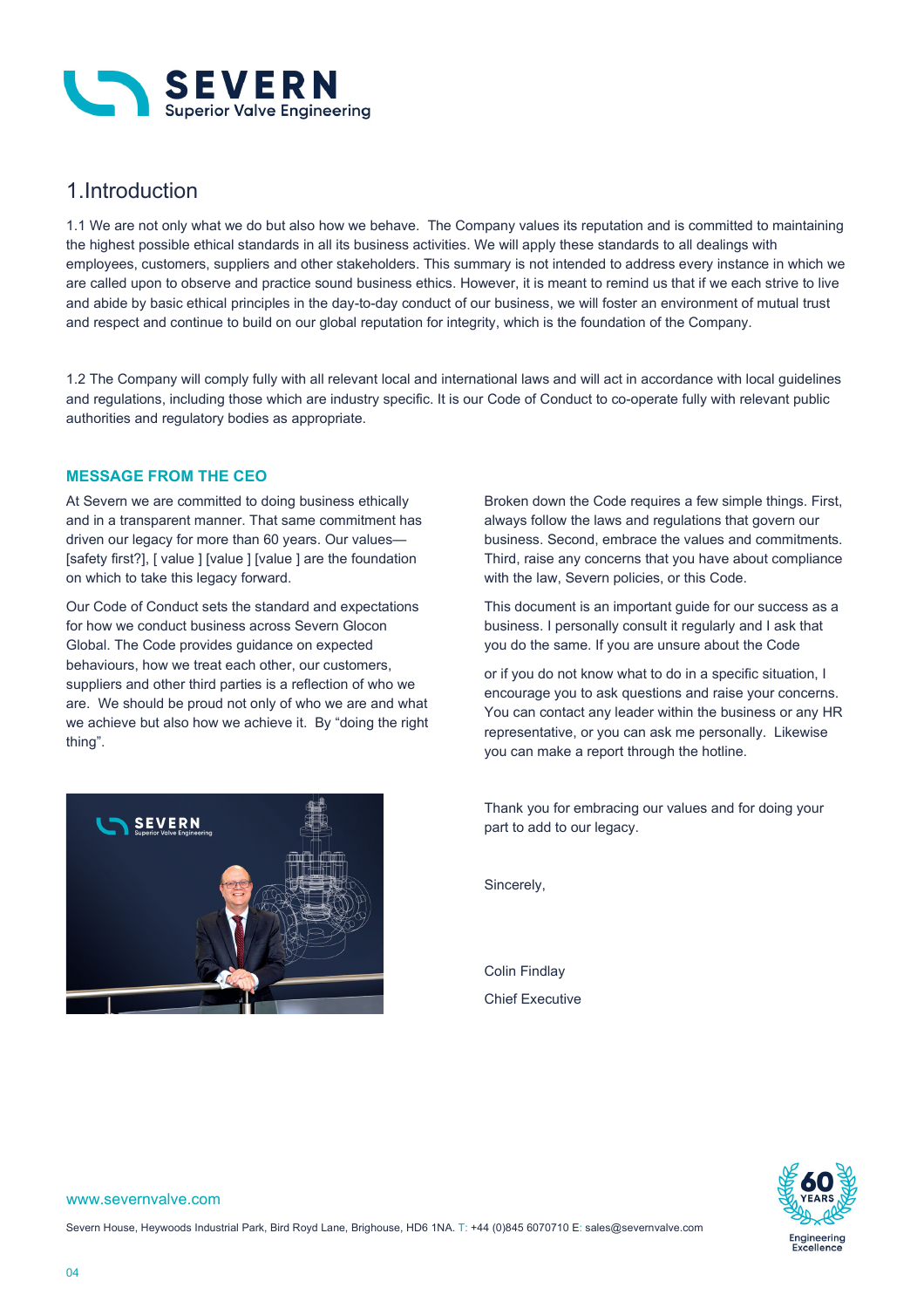# 1.Introduction

1.1 We are not only what we do but also how we behave. The Company values its reputation and is committed to maintaining the highest possible ethical standards in all its business activities. We will apply these standards to all dealings with employees, customers, suppliers and other stakeholders. This summary is not intended to address every instance in which we are called upon to observe and practice sound business ethics. However, it is meant to remind us that if we each strive to live and abide by basic ethical principles in the day-to-day conduct of our business, we will foster an environment of mutual trust and respect and continue to build on our global reputation for integrity, which is the foundation of the Company.

1.2 The Company will comply fully with all relevant local and international laws and will act in accordance with local guidelines and regulations, including those which are industry specific. It is our Code of Conduct to co-operate fully with relevant public authorities and regulatory bodies as appropriate.

## MESSAGE FROM THE CEO

At Severn we are committed to doing business ethically and in a transparent manner. That same commitment has driven our legacy for more than 60 years. Our values—[safety first?], [ value ] [value ] [value ] are the foundation on which to take this legacy forward.

Our Code of Conduct sets the standard and expectations for how we conduct business across Severn Glocon Global. The Code provides guidance on expected behaviours, how we treat each other, our customers, suppliers and other third parties is a reflection of who we are. We should be proud not only of who we are and what we achieve but also how we achieve it. By "doing the right thing".

Broken down the Code requires a few simple things. First, always follow the laws and regulations that govern our business. Second, embrace the values and commitments. Third, raise any concerns that you have about compliance with the law, Severn policies, or this Code.

This document is an important guide for our success as a business. I personally consult it regularly and I ask that you do the same. If you are unsure about the Code

or if you do not know what to do in a specific situation, I encourage you to ask questions and raise your concerns. You can contact any leader within the business or any HR representative, or you can ask me personally. Likewise you can make a report through the hotline.

Thank you for embracing our values and for doing your part to add to our legacy.

Sincerely,

Colin Findlay

Chief Executive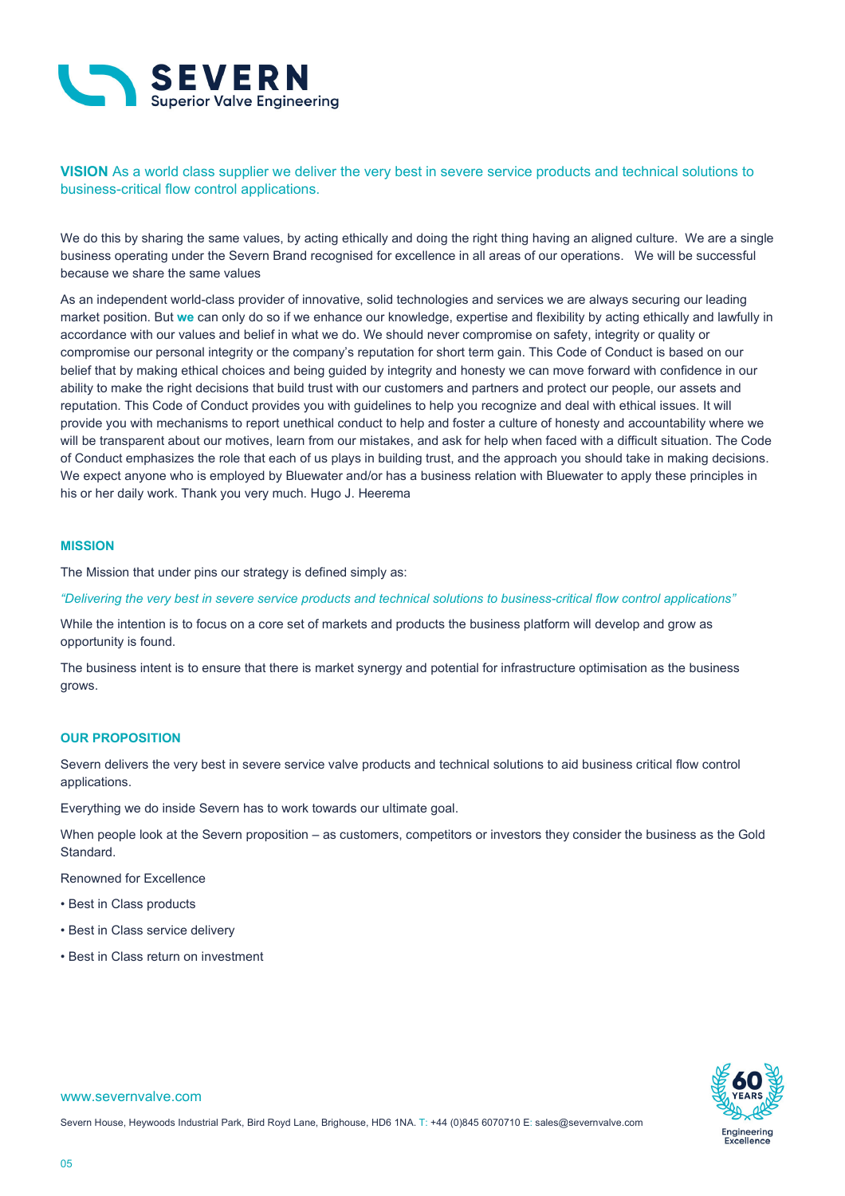**VISION** As a world class supplier we deliver the very best in severe service products and technical solutions to business-critical flow control applications.

We do this by sharing the same values, by acting ethically and doing the right thing having an aligned culture. We are a single business operating under the Severn Brand recognised for excellence in all areas of our operations. We will be successful because we share the same values

As an independent world-class provider of innovative, solid technologies and services we are always securing our leading market position. But **we** can only do so if we enhance our knowledge, expertise and flexibility by acting ethically and lawfully in accordance with our values and belief in what we do. We should never compromise on safety, integrity or quality or compromise our personal integrity or the company's reputation for short term gain. This Code of Conduct is based on our belief that by making ethical choices and being guided by integrity and honesty we can move forward with confidence in our ability to make the right decisions that build trust with our customers and partners and protect our people, our assets and reputation. This Code of Conduct provides you with guidelines to help you recognize and deal with ethical issues. It will provide you with mechanisms to report unethical conduct to help and foster a culture of honesty and accountability where we will be transparent about our motives, learn from our mistakes, and ask for help when faced with a difficult situation. The Code of Conduct emphasizes the role that each of us plays in building trust, and the approach you should take in making decisions. We expect anyone who is employed by Bluewater and/or has a business relation with Bluewater to apply these principles in his or her daily work. Thank you very much. Hugo J. Heerema

## MISSION

The Mission that under pins our strategy is defined simply as:

*"Delivering the very best in severe service products and technical solutions to business-critical flow control applications"*

While the intention is to focus on a core set of markets and products the business platform will develop and grow as opportunity is found.

The business intent is to ensure that there is market synergy and potential for infrastructure optimisation as the business grows.

## OUR PROPOSITION

Severn delivers the very best in severe service valve products and technical solutions to aid business critical flow control applications.

Everything we do inside Severn has to work towards our ultimate goal.

When people look at the Severn proposition – as customers, competitors or investors they consider the business as the Gold Standard.

Renowned for Excellence

- Best in Class products
- Best in Class service delivery
- Best in Class return on investment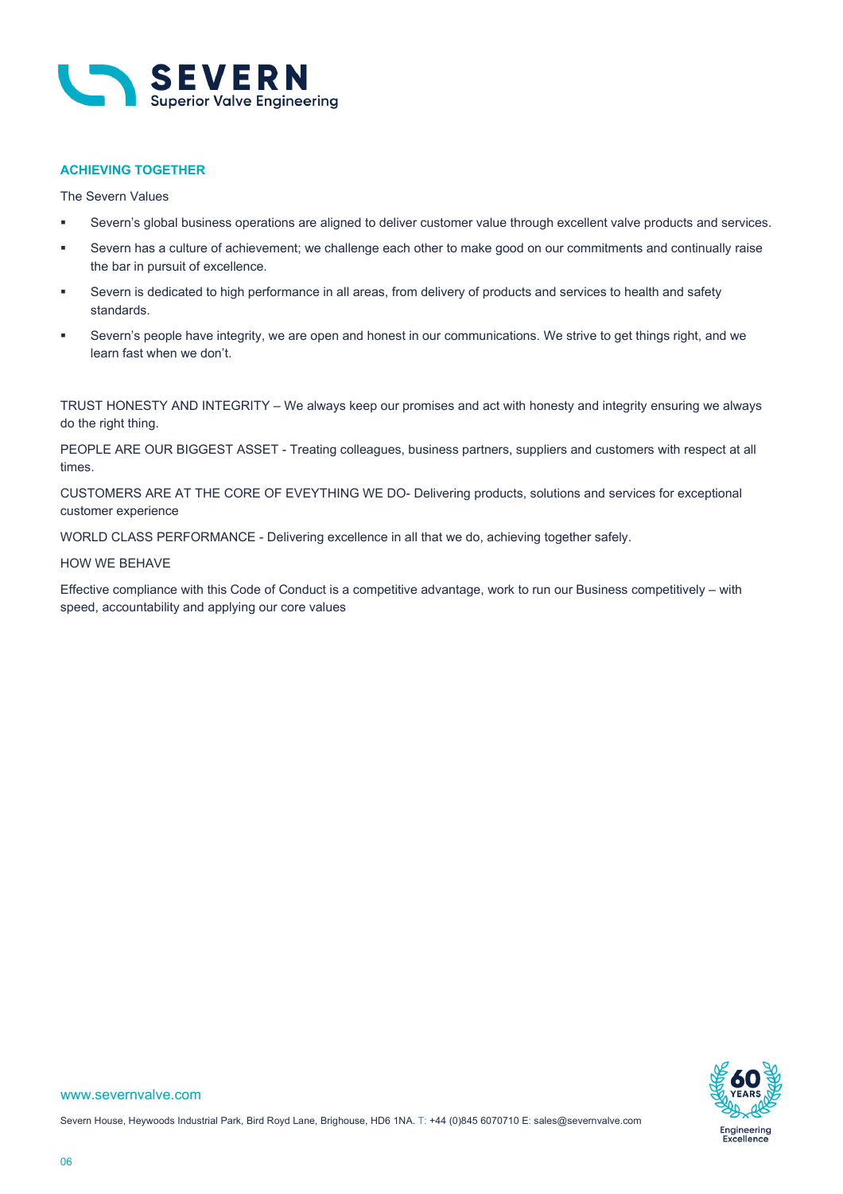## ACHIEVING TOGETHER

The Severn Values

- Severn's global business operations are aligned to deliver customer value through excellent valve products and services.
- Severn has a culture of achievement; we challenge each other to make good on our commitments and continually raise the bar in pursuit of excellence.
- Severn is dedicated to high performance in all areas, from delivery of products and services to health and safety standards.
- Severn's people have integrity, we are open and honest in our communications. We strive to get things right, and we learn fast when we don't.

TRUST HONESTY AND INTEGRITY – We always keep our promises and act with honesty and integrity ensuring we always do the right thing.

PEOPLE ARE OUR BIGGEST ASSET - Treating colleagues, business partners, suppliers and customers with respect at all times.

CUSTOMERS ARE AT THE CORE OF EVEYTHING WE DO- Delivering products, solutions and services for exceptional customer experience

WORLD CLASS PERFORMANCE - Delivering excellence in all that we do, achieving together safely.

HOW WE BEHAVE

Effective compliance with this Code of Conduct is a competitive advantage, work to run our Business competitively – with speed, accountability and applying our core values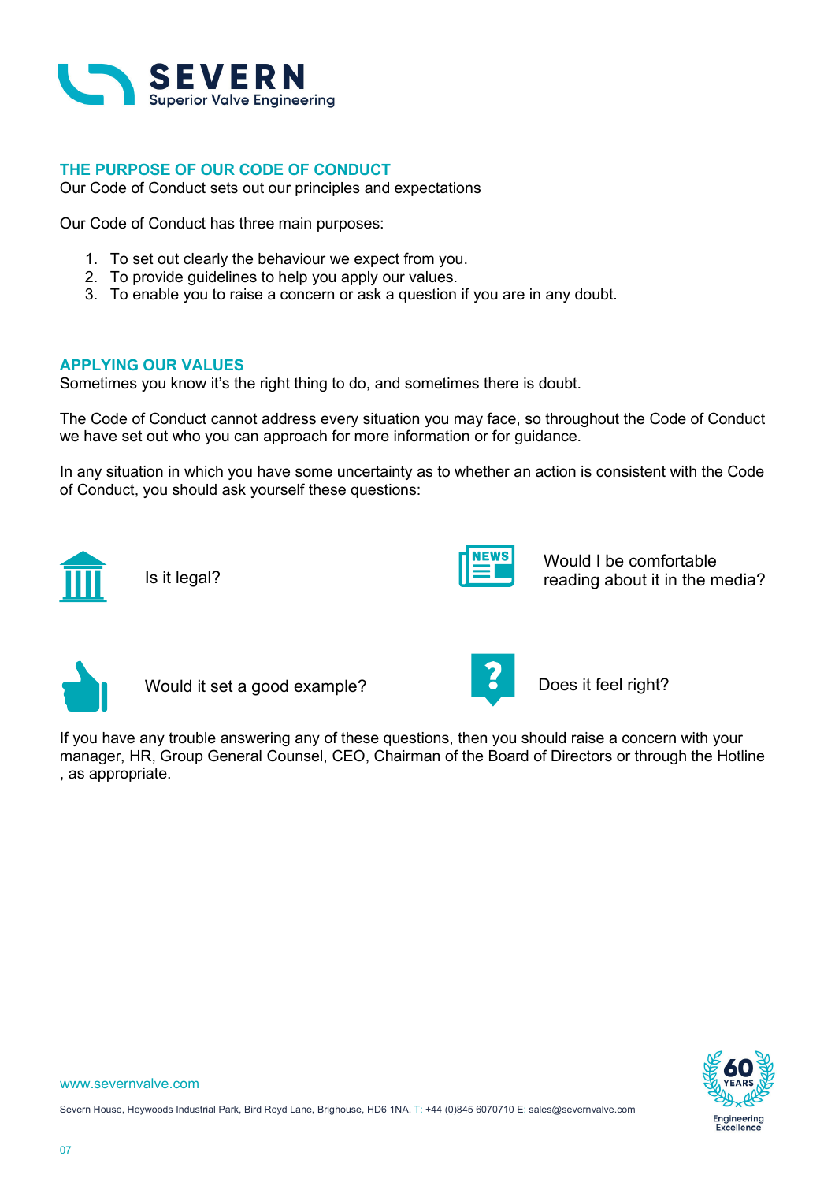## THE PURPOSE OF OUR CODE OF CONDUCT

Our Code of Conduct sets out our principles and expectations

Our Code of Conduct has three main purposes:

1. To set out clearly the behaviour we expect from you.
2. To provide guidelines to help you apply our values.
3. To enable you to raise a concern or ask a question if you are in any doubt.

## APPLYING OUR VALUES

Sometimes you know it's the right thing to do, and sometimes there is doubt.

The Code of Conduct cannot address every situation you may face, so throughout the Code of Conduct we have set out who you can approach for more information or for guidance.

In any situation in which you have some uncertainty as to whether an action is consistent with the Code of Conduct, you should ask yourself these questions:

- Is it legal?
- Would I be comfortable reading about it in the media?
- Would it set a good example?
- Does it feel right?

If you have any trouble answering any of these questions, then you should raise a concern with your manager, HR, Group General Counsel, CEO, Chairman of the Board of Directors or through the Hotline , as appropriate.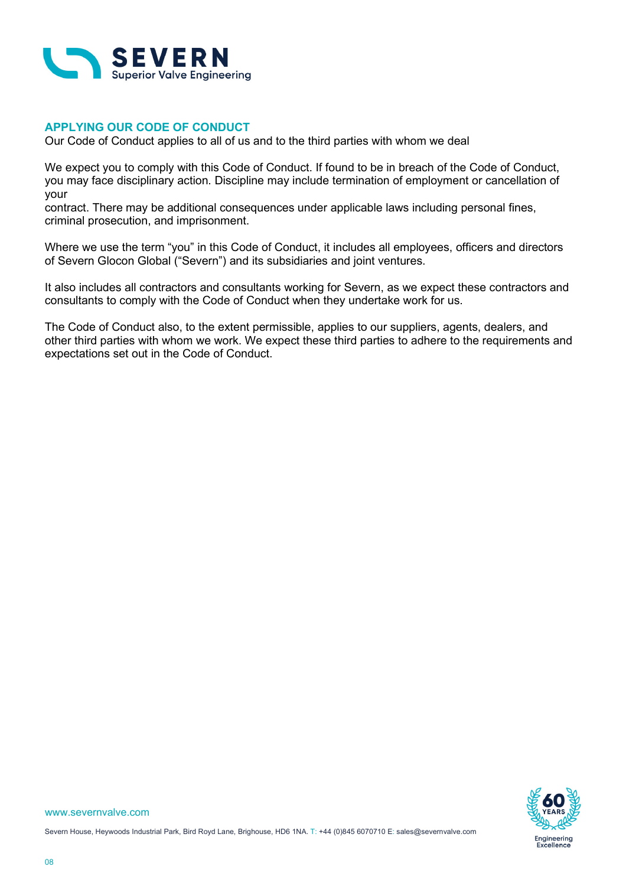## APPLYING OUR CODE OF CONDUCT

Our Code of Conduct applies to all of us and to the third parties with whom we deal

We expect you to comply with this Code of Conduct. If found to be in breach of the Code of Conduct, you may face disciplinary action. Discipline may include termination of employment or cancellation of your contract. There may be additional consequences under applicable laws including personal fines, criminal prosecution, and imprisonment.

Where we use the term "you" in this Code of Conduct, it includes all employees, officers and directors of Severn Glocon Global ("Severn") and its subsidiaries and joint ventures.

It also includes all contractors and consultants working for Severn, as we expect these contractors and consultants to comply with the Code of Conduct when they undertake work for us.

The Code of Conduct also, to the extent permissible, applies to our suppliers, agents, dealers, and other third parties with whom we work. We expect these third parties to adhere to the requirements and expectations set out in the Code of Conduct.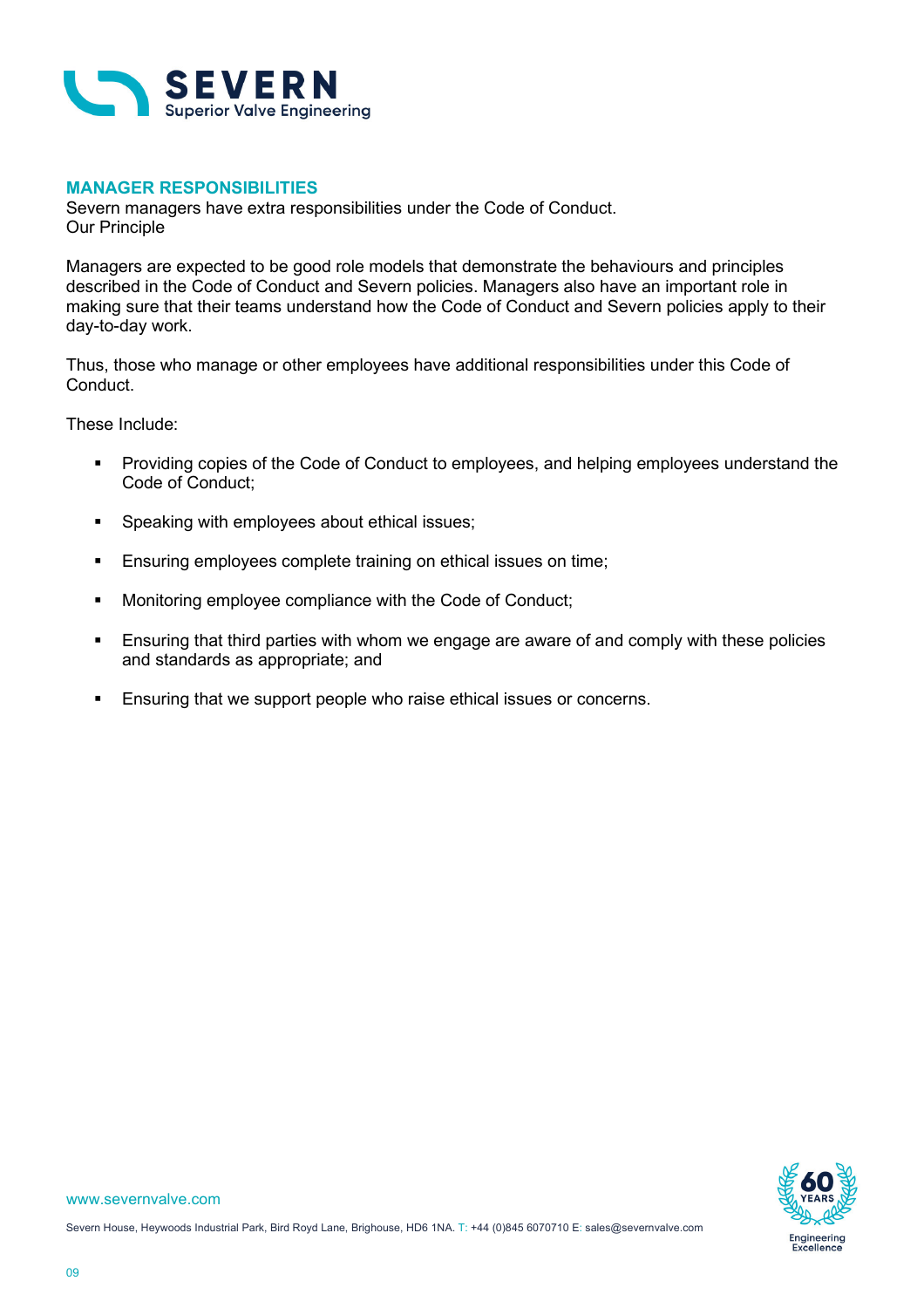## MANAGER RESPONSIBILITIES

Severn managers have extra responsibilities under the Code of Conduct.
Our Principle

Managers are expected to be good role models that demonstrate the behaviours and principles described in the Code of Conduct and Severn policies. Managers also have an important role in making sure that their teams understand how the Code of Conduct and Severn policies apply to their day-to-day work.

Thus, those who manage or other employees have additional responsibilities under this Code of Conduct.

These Include:

- Providing copies of the Code of Conduct to employees, and helping employees understand the Code of Conduct;
- Speaking with employees about ethical issues;
- Ensuring employees complete training on ethical issues on time;
- Monitoring employee compliance with the Code of Conduct;
- Ensuring that third parties with whom we engage are aware of and comply with these policies and standards as appropriate; and
- Ensuring that we support people who raise ethical issues or concerns.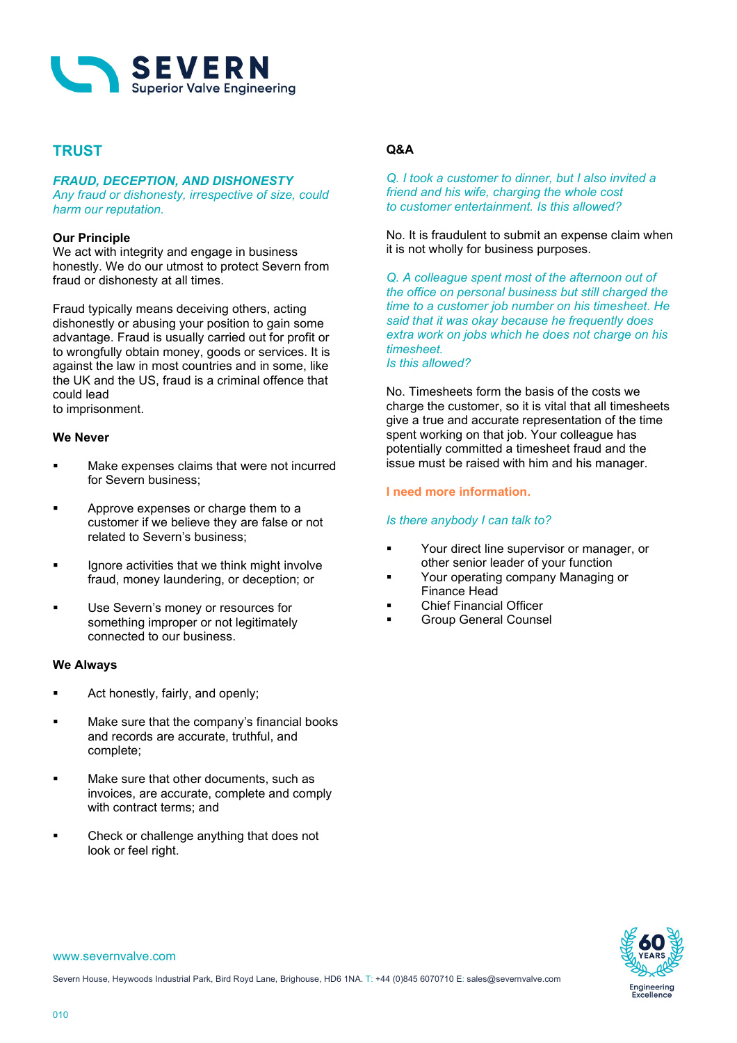## TRUST

### *FRAUD, DECEPTION, AND DISHONESTY*

*Any fraud or dishonesty, irrespective of size, could harm our reputation.*

**Our Principle**
We act with integrity and engage in business honestly. We do our utmost to protect Severn from fraud or dishonesty at all times.

Fraud typically means deceiving others, acting dishonestly or abusing your position to gain some advantage. Fraud is usually carried out for profit or to wrongfully obtain money, goods or services. It is against the law in most countries and in some, like the UK and the US, fraud is a criminal offence that could lead to imprisonment.

**We Never**

- Make expenses claims that were not incurred for Severn business;
- Approve expenses or charge them to a customer if we believe they are false or not related to Severn's business;
- Ignore activities that we think might involve fraud, money laundering, or deception; or
- Use Severn's money or resources for something improper or not legitimately connected to our business.

**We Always**

- Act honestly, fairly, and openly;
- Make sure that the company's financial books and records are accurate, truthful, and complete;
- Make sure that other documents, such as invoices, are accurate, complete and comply with contract terms; and
- Check or challenge anything that does not look or feel right.

**Q&A**

*Q. I took a customer to dinner, but I also invited a friend and his wife, charging the whole cost to customer entertainment. Is this allowed?*

No. It is fraudulent to submit an expense claim when it is not wholly for business purposes.

*Q. A colleague spent most of the afternoon out of the office on personal business but still charged the time to a customer job number on his timesheet. He said that it was okay because he frequently does extra work on jobs which he does not charge on his timesheet.*
*Is this allowed?*

No. Timesheets form the basis of the costs we charge the customer, so it is vital that all timesheets give a true and accurate representation of the time spent working on that job. Your colleague has potentially committed a timesheet fraud and the issue must be raised with him and his manager.

**I need more information.**

*Is there anybody I can talk to?*

- Your direct line supervisor or manager, or other senior leader of your function
- Your operating company Managing or Finance Head
- Chief Financial Officer
- Group General Counsel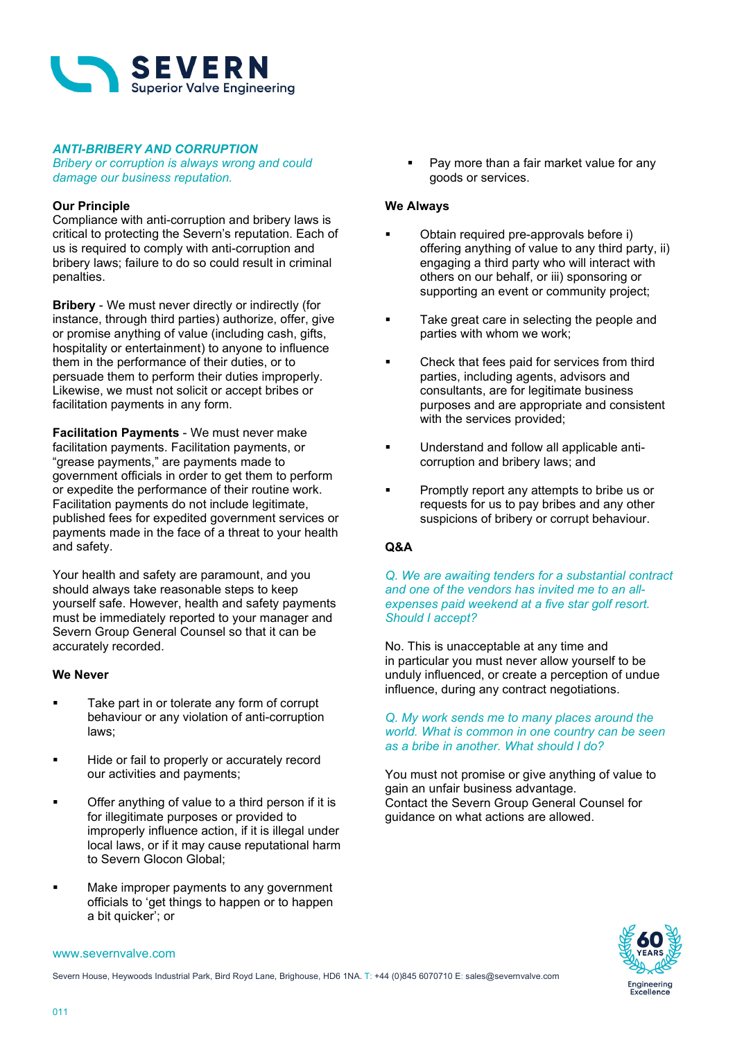## *ANTI-BRIBERY AND CORRUPTION*

*Bribery or corruption is always wrong and could damage our business reputation.*

**Our Principle**
Compliance with anti-corruption and bribery laws is critical to protecting the Severn's reputation. Each of us is required to comply with anti-corruption and bribery laws; failure to do so could result in criminal penalties.

**Bribery** - We must never directly or indirectly (for instance, through third parties) authorize, offer, give or promise anything of value (including cash, gifts, hospitality or entertainment) to anyone to influence them in the performance of their duties, or to persuade them to perform their duties improperly. Likewise, we must not solicit or accept bribes or facilitation payments in any form.

**Facilitation Payments** - We must never make facilitation payments. Facilitation payments, or "grease payments," are payments made to government officials in order to get them to perform or expedite the performance of their routine work. Facilitation payments do not include legitimate, published fees for expedited government services or payments made in the face of a threat to your health and safety.

Your health and safety are paramount, and you should always take reasonable steps to keep yourself safe. However, health and safety payments must be immediately reported to your manager and Severn Group General Counsel so that it can be accurately recorded.

**We Never**

- Take part in or tolerate any form of corrupt behaviour or any violation of anti-corruption laws;
- Hide or fail to properly or accurately record our activities and payments;
- Offer anything of value to a third person if it is for illegitimate purposes or provided to improperly influence action, if it is illegal under local laws, or if it may cause reputational harm to Severn Glocon Global;
- Make improper payments to any government officials to 'get things to happen or to happen a bit quicker'; or
- Pay more than a fair market value for any goods or services.

**We Always**

- Obtain required pre-approvals before i) offering anything of value to any third party, ii) engaging a third party who will interact with others on our behalf, or iii) sponsoring or supporting an event or community project;
- Take great care in selecting the people and parties with whom we work;
- Check that fees paid for services from third parties, including agents, advisors and consultants, are for legitimate business purposes and are appropriate and consistent with the services provided;
- Understand and follow all applicable anti-corruption and bribery laws; and
- Promptly report any attempts to bribe us or requests for us to pay bribes and any other suspicions of bribery or corrupt behaviour.

**Q&A**

*Q. We are awaiting tenders for a substantial contract and one of the vendors has invited me to an all-expenses paid weekend at a five star golf resort. Should I accept?*

No. This is unacceptable at any time and in particular you must never allow yourself to be unduly influenced, or create a perception of undue influence, during any contract negotiations.

*Q. My work sends me to many places around the world. What is common in one country can be seen as a bribe in another. What should I do?*

You must not promise or give anything of value to gain an unfair business advantage.
Contact the Severn Group General Counsel for guidance on what actions are allowed.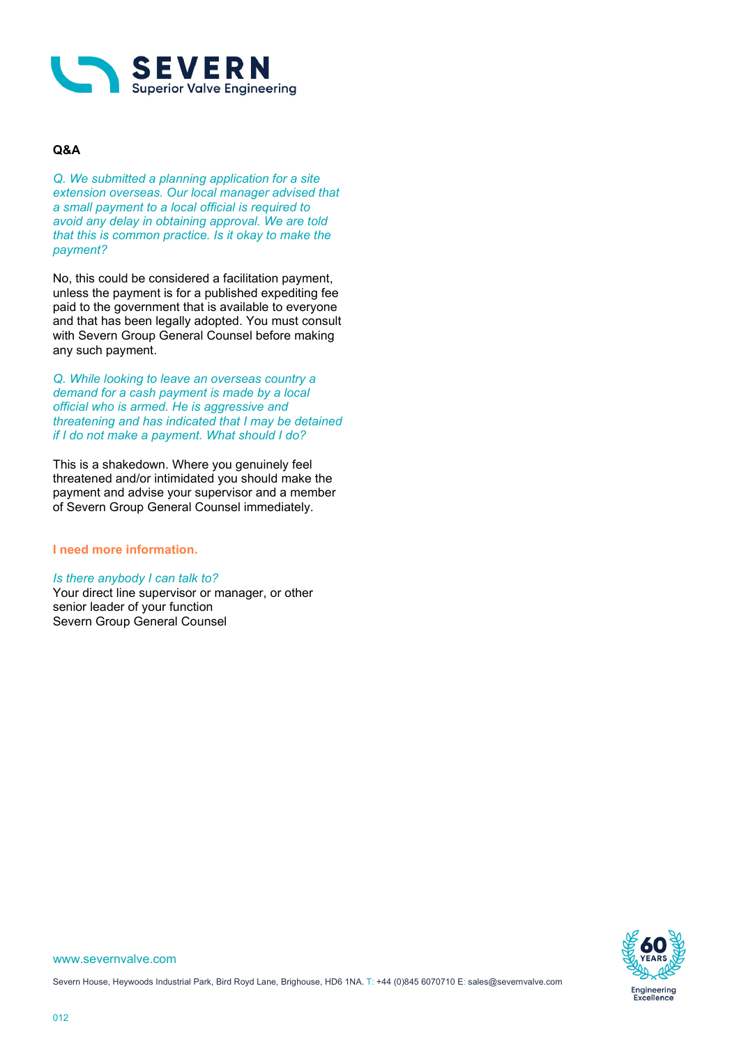**Q&A**

*Q. We submitted a planning application for a site extension overseas. Our local manager advised that a small payment to a local official is required to avoid any delay in obtaining approval. We are told that this is common practice. Is it okay to make the payment?*

No, this could be considered a facilitation payment, unless the payment is for a published expediting fee paid to the government that is available to everyone and that has been legally adopted. You must consult with Severn Group General Counsel before making any such payment.

*Q. While looking to leave an overseas country a demand for a cash payment is made by a local official who is armed. He is aggressive and threatening and has indicated that I may be detained if I do not make a payment. What should I do?*

This is a shakedown. Where you genuinely feel threatened and/or intimidated you should make the payment and advise your supervisor and a member of Severn Group General Counsel immediately.

**I need more information.**

*Is there anybody I can talk to?*
Your direct line supervisor or manager, or other senior leader of your function
Severn Group General Counsel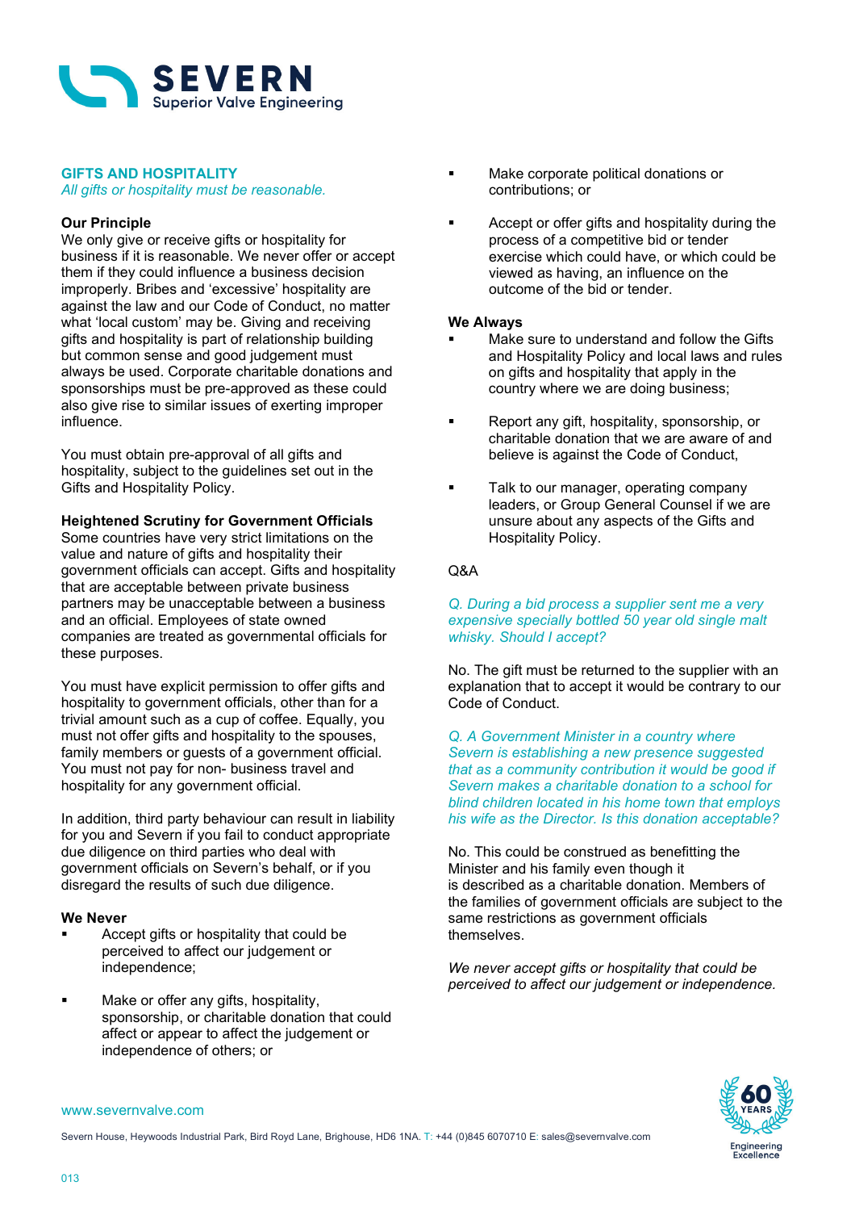## GIFTS AND HOSPITALITY

*All gifts or hospitality must be reasonable.*

**Our Principle**

We only give or receive gifts or hospitality for business if it is reasonable. We never offer or accept them if they could influence a business decision improperly. Bribes and 'excessive' hospitality are against the law and our Code of Conduct, no matter what 'local custom' may be. Giving and receiving gifts and hospitality is part of relationship building but common sense and good judgement must always be used. Corporate charitable donations and sponsorships must be pre-approved as these could also give rise to similar issues of exerting improper influence.

You must obtain pre-approval of all gifts and hospitality, subject to the guidelines set out in the Gifts and Hospitality Policy.

**Heightened Scrutiny for Government Officials**

Some countries have very strict limitations on the value and nature of gifts and hospitality their government officials can accept. Gifts and hospitality that are acceptable between private business partners may be unacceptable between a business and an official. Employees of state owned companies are treated as governmental officials for these purposes.

You must have explicit permission to offer gifts and hospitality to government officials, other than for a trivial amount such as a cup of coffee. Equally, you must not offer gifts and hospitality to the spouses, family members or guests of a government official. You must not pay for non- business travel and hospitality for any government official.

In addition, third party behaviour can result in liability for you and Severn if you fail to conduct appropriate due diligence on third parties who deal with government officials on Severn's behalf, or if you disregard the results of such due diligence.

**We Never**

- Accept gifts or hospitality that could be perceived to affect our judgement or independence;
- Make or offer any gifts, hospitality, sponsorship, or charitable donation that could affect or appear to affect the judgement or independence of others; or
- Make corporate political donations or contributions; or
- Accept or offer gifts and hospitality during the process of a competitive bid or tender exercise which could have, or which could be viewed as having, an influence on the outcome of the bid or tender.

**We Always**

- Make sure to understand and follow the Gifts and Hospitality Policy and local laws and rules on gifts and hospitality that apply in the country where we are doing business;
- Report any gift, hospitality, sponsorship, or charitable donation that we are aware of and believe is against the Code of Conduct,
- Talk to our manager, operating company leaders, or Group General Counsel if we are unsure about any aspects of the Gifts and Hospitality Policy.

Q&A

*Q. During a bid process a supplier sent me a very expensive specially bottled 50 year old single malt whisky. Should I accept?*

No. The gift must be returned to the supplier with an explanation that to accept it would be contrary to our Code of Conduct.

*Q. A Government Minister in a country where Severn is establishing a new presence suggested that as a community contribution it would be good if Severn makes a charitable donation to a school for blind children located in his home town that employs his wife as the Director. Is this donation acceptable?*

No. This could be construed as benefitting the Minister and his family even though it is described as a charitable donation. Members of the families of government officials are subject to the same restrictions as government officials themselves.

*We never accept gifts or hospitality that could be perceived to affect our judgement or independence.*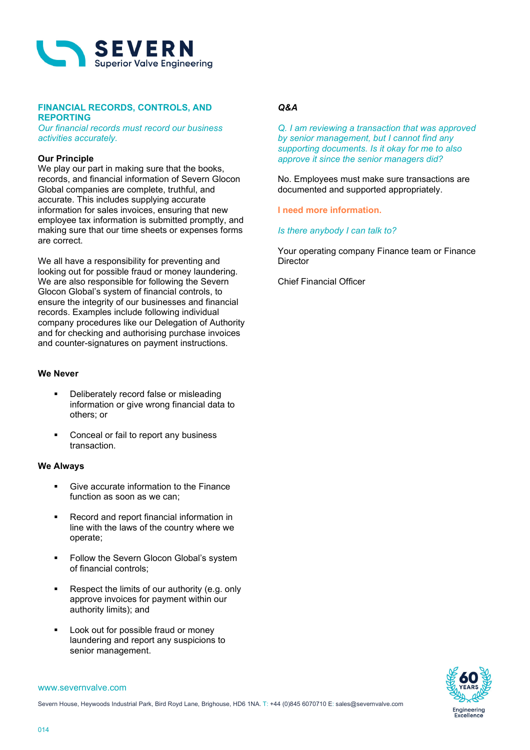## FINANCIAL RECORDS, CONTROLS, AND REPORTING

*Our financial records must record our business activities accurately.*

**Our Principle**

We play our part in making sure that the books, records, and financial information of Severn Glocon Global companies are complete, truthful, and accurate. This includes supplying accurate information for sales invoices, ensuring that new employee tax information is submitted promptly, and making sure that our time sheets or expenses forms are correct.

We all have a responsibility for preventing and looking out for possible fraud or money laundering. We are also responsible for following the Severn Glocon Global's system of financial controls, to ensure the integrity of our businesses and financial records. Examples include following individual company procedures like our Delegation of Authority and for checking and authorising purchase invoices and counter-signatures on payment instructions.

**We Never**

- Deliberately record false or misleading information or give wrong financial data to others; or
- Conceal or fail to report any business transaction.

**We Always**

- Give accurate information to the Finance function as soon as we can;
- Record and report financial information in line with the laws of the country where we operate;
- Follow the Severn Glocon Global's system of financial controls;
- Respect the limits of our authority (e.g. only approve invoices for payment within our authority limits); and
- Look out for possible fraud or money laundering and report any suspicions to senior management.

***Q&A***

*Q. I am reviewing a transaction that was approved by senior management, but I cannot find any supporting documents. Is it okay for me to also approve it since the senior managers did?*

No. Employees must make sure transactions are documented and supported appropriately.

**I need more information.**

*Is there anybody I can talk to?*

Your operating company Finance team or Finance Director

Chief Financial Officer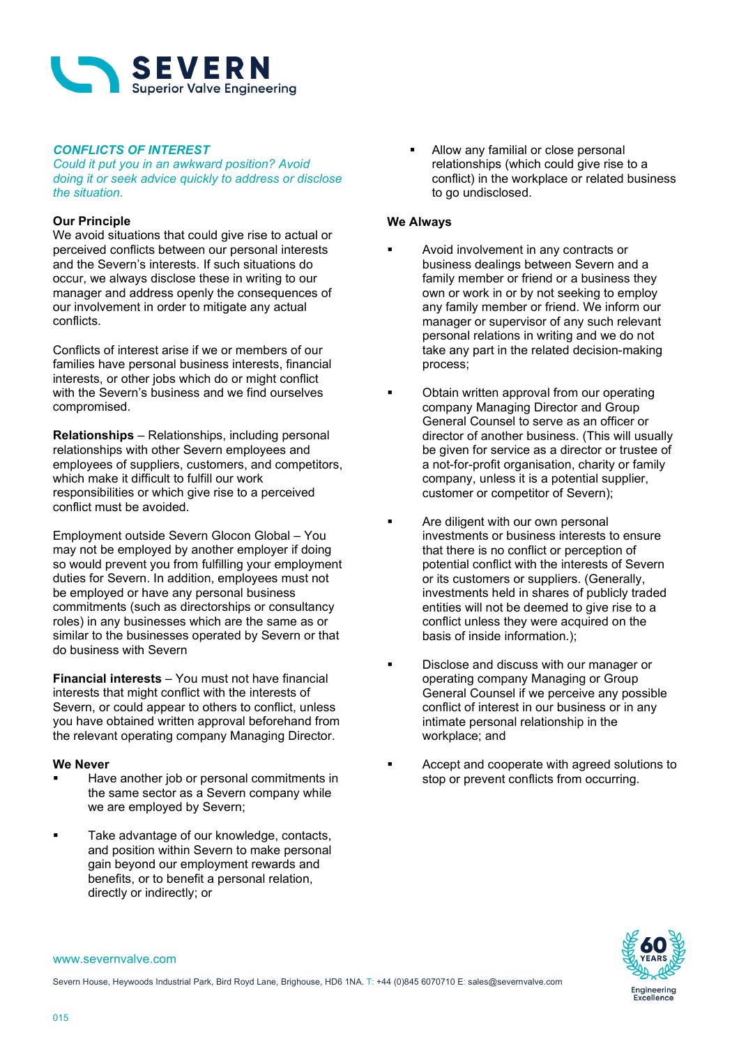## *CONFLICTS OF INTEREST*

*Could it put you in an awkward position? Avoid doing it or seek advice quickly to address or disclose the situation.*

**Our Principle**
We avoid situations that could give rise to actual or perceived conflicts between our personal interests and the Severn's interests. If such situations do occur, we always disclose these in writing to our manager and address openly the consequences of our involvement in order to mitigate any actual conflicts.

Conflicts of interest arise if we or members of our families have personal business interests, financial interests, or other jobs which do or might conflict with the Severn's business and we find ourselves compromised.

**Relationships** – Relationships, including personal relationships with other Severn employees and employees of suppliers, customers, and competitors, which make it difficult to fulfill our work responsibilities or which give rise to a perceived conflict must be avoided.

Employment outside Severn Glocon Global – You may not be employed by another employer if doing so would prevent you from fulfilling your employment duties for Severn. In addition, employees must not be employed or have any personal business commitments (such as directorships or consultancy roles) in any businesses which are the same as or similar to the businesses operated by Severn or that do business with Severn

**Financial interests** – You must not have financial interests that might conflict with the interests of Severn, or could appear to others to conflict, unless you have obtained written approval beforehand from the relevant operating company Managing Director.

**We Never**

- Have another job or personal commitments in the same sector as a Severn company while we are employed by Severn;
- Take advantage of our knowledge, contacts, and position within Severn to make personal gain beyond our employment rewards and benefits, or to benefit a personal relation, directly or indirectly; or
- Allow any familial or close personal relationships (which could give rise to a conflict) in the workplace or related business to go undisclosed.

**We Always**

- Avoid involvement in any contracts or business dealings between Severn and a family member or friend or a business they own or work in or by not seeking to employ any family member or friend. We inform our manager or supervisor of any such relevant personal relations in writing and we do not take any part in the related decision-making process;
- Obtain written approval from our operating company Managing Director and Group General Counsel to serve as an officer or director of another business. (This will usually be given for service as a director or trustee of a not-for-profit organisation, charity or family company, unless it is a potential supplier, customer or competitor of Severn);
- Are diligent with our own personal investments or business interests to ensure that there is no conflict or perception of potential conflict with the interests of Severn or its customers or suppliers. (Generally, investments held in shares of publicly traded entities will not be deemed to give rise to a conflict unless they were acquired on the basis of inside information.);
- Disclose and discuss with our manager or operating company Managing or Group General Counsel if we perceive any possible conflict of interest in our business or in any intimate personal relationship in the workplace; and
- Accept and cooperate with agreed solutions to stop or prevent conflicts from occurring.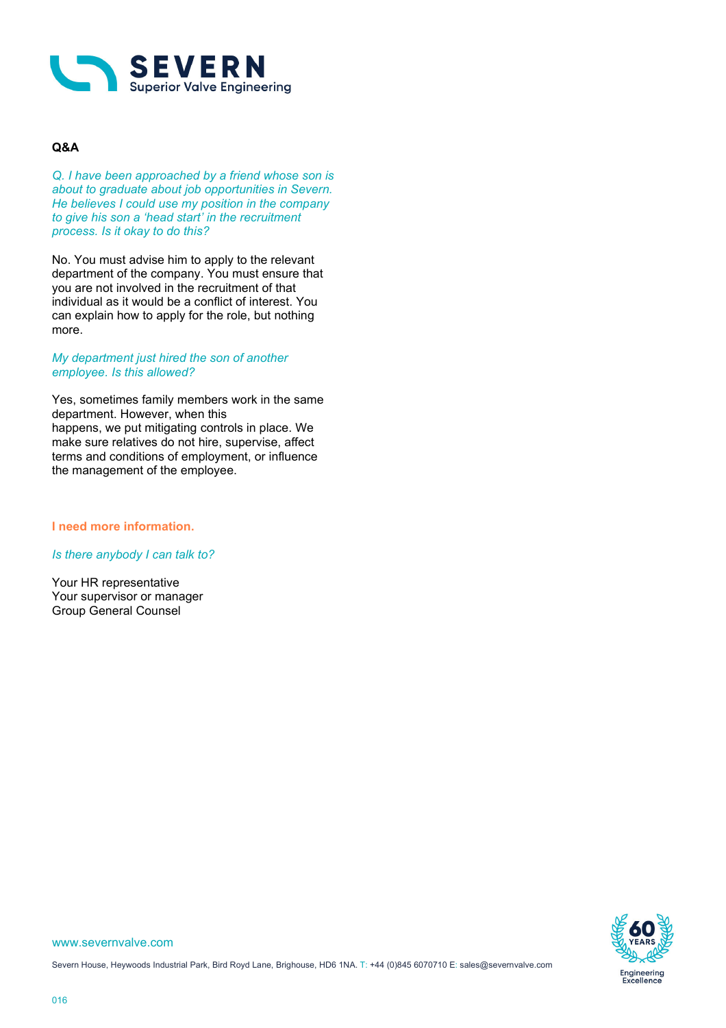**Q&A**

*Q. I have been approached by a friend whose son is about to graduate about job opportunities in Severn. He believes I could use my position in the company to give his son a 'head start' in the recruitment process. Is it okay to do this?*

No. You must advise him to apply to the relevant department of the company. You must ensure that you are not involved in the recruitment of that individual as it would be a conflict of interest. You can explain how to apply for the role, but nothing more.

*My department just hired the son of another employee. Is this allowed?*

Yes, sometimes family members work in the same department. However, when this happens, we put mitigating controls in place. We make sure relatives do not hire, supervise, affect terms and conditions of employment, or influence the management of the employee.

**I need more information.**

*Is there anybody I can talk to?*

Your HR representative
Your supervisor or manager
Group General Counsel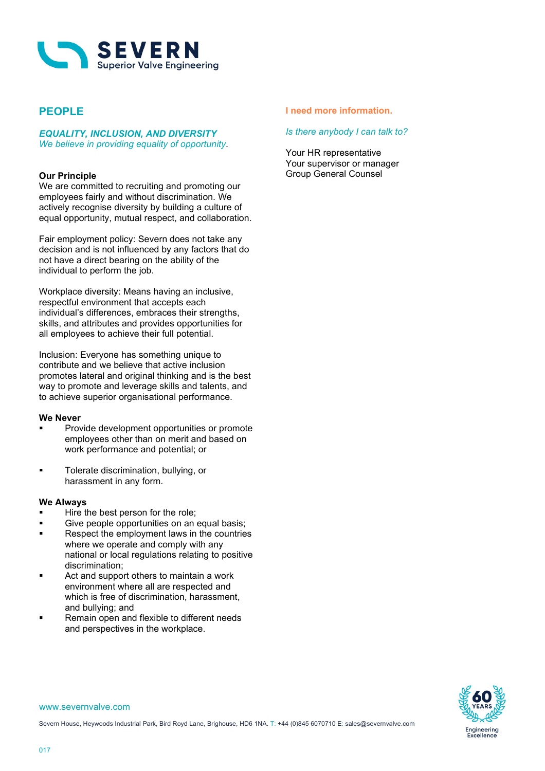## PEOPLE

***EQUALITY, INCLUSION, AND DIVERSITY***
*We believe in providing equality of opportunity.*

**Our Principle**
We are committed to recruiting and promoting our employees fairly and without discrimination. We actively recognise diversity by building a culture of equal opportunity, mutual respect, and collaboration.

Fair employment policy: Severn does not take any decision and is not influenced by any factors that do not have a direct bearing on the ability of the individual to perform the job.

Workplace diversity: Means having an inclusive, respectful environment that accepts each individual's differences, embraces their strengths, skills, and attributes and provides opportunities for all employees to achieve their full potential.

Inclusion: Everyone has something unique to contribute and we believe that active inclusion promotes lateral and original thinking and is the best way to promote and leverage skills and talents, and to achieve superior organisational performance.

**We Never**

- Provide development opportunities or promote employees other than on merit and based on work performance and potential; or
- Tolerate discrimination, bullying, or harassment in any form.

**We Always**

- Hire the best person for the role;
- Give people opportunities on an equal basis;
- Respect the employment laws in the countries where we operate and comply with any national or local regulations relating to positive discrimination;
- Act and support others to maintain a work environment where all are respected and which is free of discrimination, harassment, and bullying; and
- Remain open and flexible to different needs and perspectives in the workplace.

**I need more information.**

*Is there anybody I can talk to?*

Your HR representative
Your supervisor or manager
Group General Counsel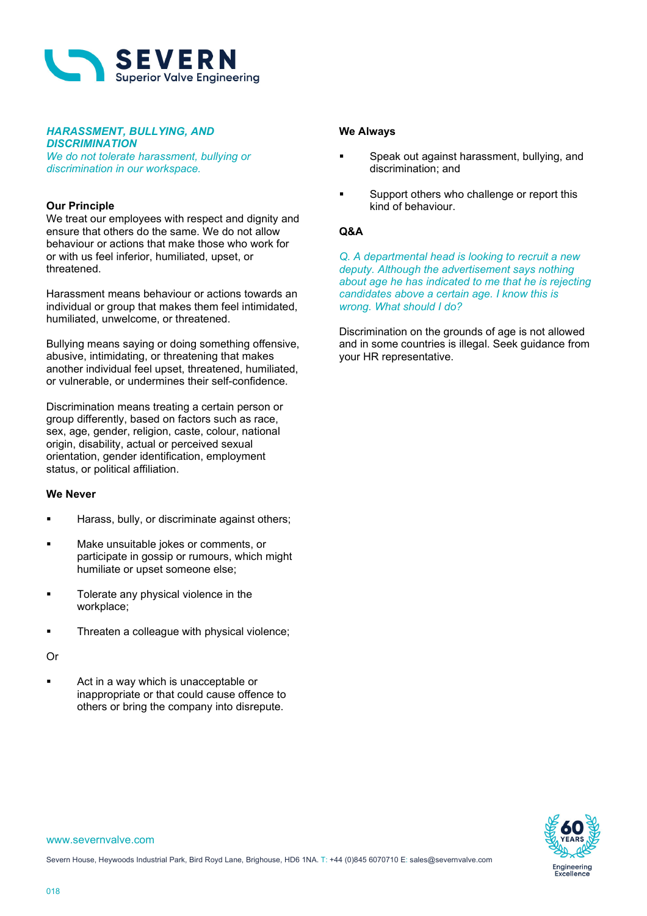## *HARASSMENT, BULLYING, AND DISCRIMINATION*

*We do not tolerate harassment, bullying or discrimination in our workspace.*

**Our Principle**

We treat our employees with respect and dignity and ensure that others do the same. We do not allow behaviour or actions that make those who work for or with us feel inferior, humiliated, upset, or threatened.

Harassment means behaviour or actions towards an individual or group that makes them feel intimidated, humiliated, unwelcome, or threatened.

Bullying means saying or doing something offensive, abusive, intimidating, or threatening that makes another individual feel upset, threatened, humiliated, or vulnerable, or undermines their self-confidence.

Discrimination means treating a certain person or group differently, based on factors such as race, sex, age, gender, religion, caste, colour, national origin, disability, actual or perceived sexual orientation, gender identification, employment status, or political affiliation.

**We Never**

- Harass, bully, or discriminate against others;
- Make unsuitable jokes or comments, or participate in gossip or rumours, which might humiliate or upset someone else;
- Tolerate any physical violence in the workplace;
- Threaten a colleague with physical violence;

Or

- Act in a way which is unacceptable or inappropriate or that could cause offence to others or bring the company into disrepute.

**We Always**

- Speak out against harassment, bullying, and discrimination; and
- Support others who challenge or report this kind of behaviour.

**Q&A**

*Q. A departmental head is looking to recruit a new deputy. Although the advertisement says nothing about age he has indicated to me that he is rejecting candidates above a certain age. I know this is wrong. What should I do?*

Discrimination on the grounds of age is not allowed and in some countries is illegal. Seek guidance from your HR representative.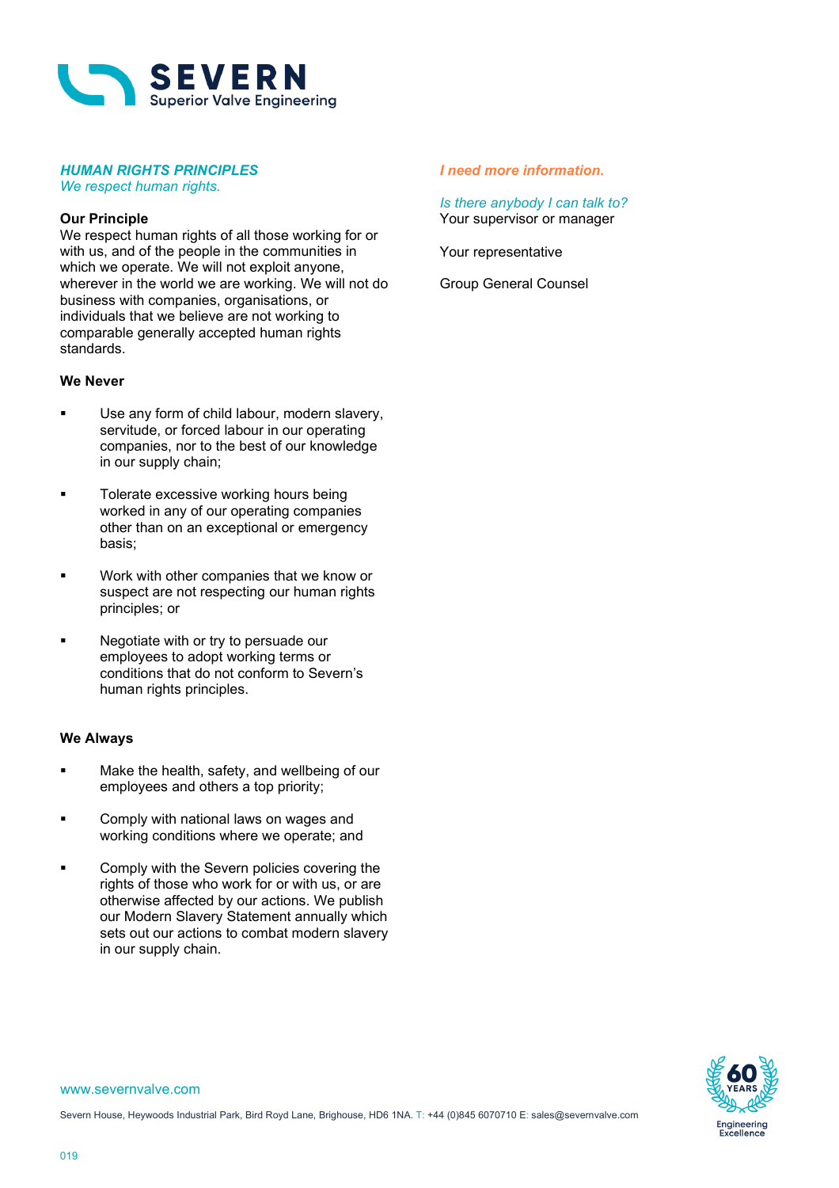## *HUMAN RIGHTS PRINCIPLES*

*We respect human rights.*

**Our Principle**

We respect human rights of all those working for or with us, and of the people in the communities in which we operate. We will not exploit anyone, wherever in the world we are working. We will not do business with companies, organisations, or individuals that we believe are not working to comparable generally accepted human rights standards.

**We Never**

- Use any form of child labour, modern slavery, servitude, or forced labour in our operating companies, nor to the best of our knowledge in our supply chain;
- Tolerate excessive working hours being worked in any of our operating companies other than on an exceptional or emergency basis;
- Work with other companies that we know or suspect are not respecting our human rights principles; or
- Negotiate with or try to persuade our employees to adopt working terms or conditions that do not conform to Severn's human rights principles.

**We Always**

- Make the health, safety, and wellbeing of our employees and others a top priority;
- Comply with national laws on wages and working conditions where we operate; and
- Comply with the Severn policies covering the rights of those who work for or with us, or are otherwise affected by our actions. We publish our Modern Slavery Statement annually which sets out our actions to combat modern slavery in our supply chain.

***I need more information.***

*Is there anybody I can talk to?*

Your supervisor or manager

Your representative

Group General Counsel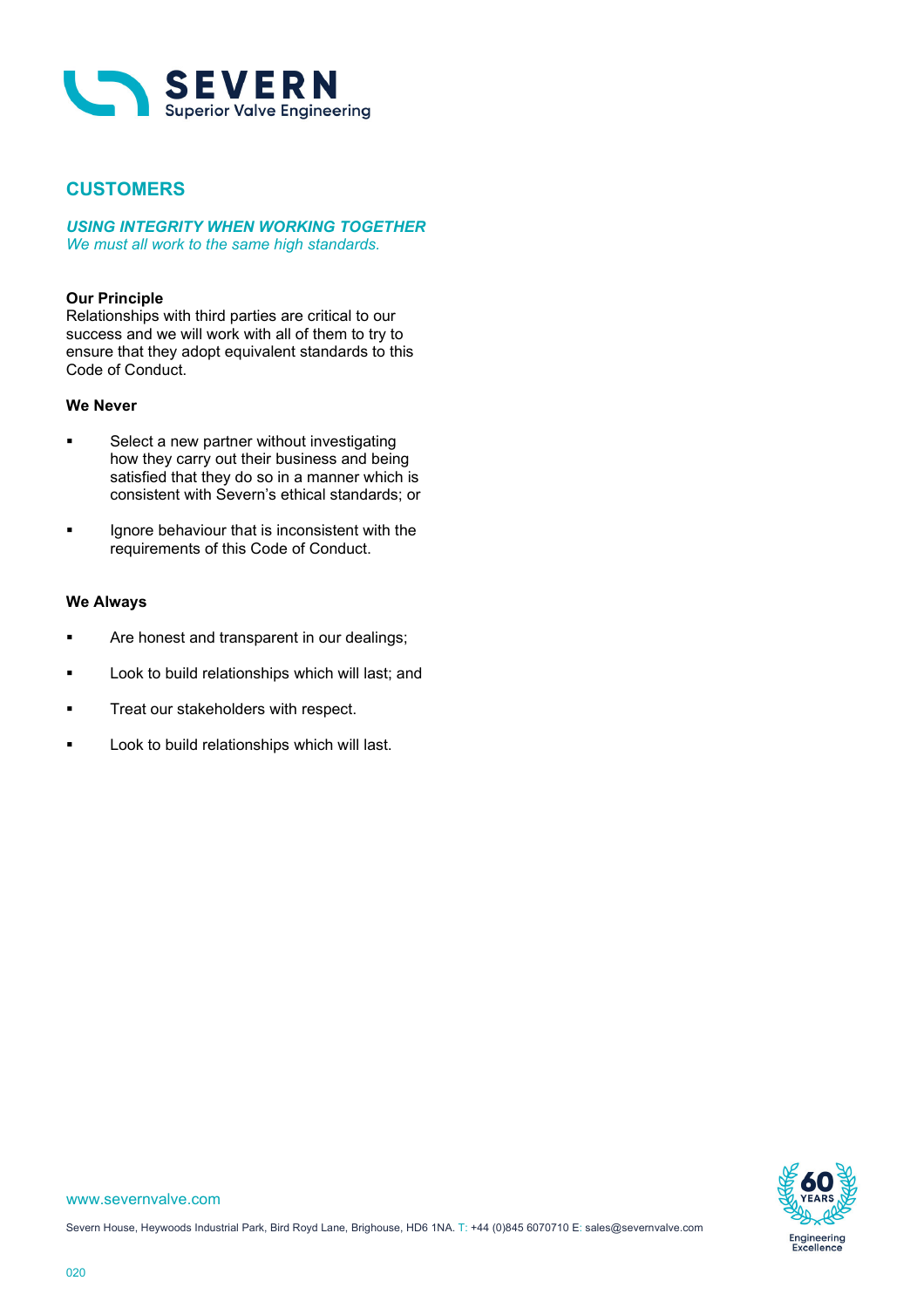## CUSTOMERS

***USING INTEGRITY WHEN WORKING TOGETHER***
*We must all work to the same high standards.*

**Our Principle**
Relationships with third parties are critical to our success and we will work with all of them to try to ensure that they adopt equivalent standards to this Code of Conduct.

**We Never**

- Select a new partner without investigating how they carry out their business and being satisfied that they do so in a manner which is consistent with Severn's ethical standards; or
- Ignore behaviour that is inconsistent with the requirements of this Code of Conduct.

**We Always**

- Are honest and transparent in our dealings;
- Look to build relationships which will last; and
- Treat our stakeholders with respect.
- Look to build relationships which will last.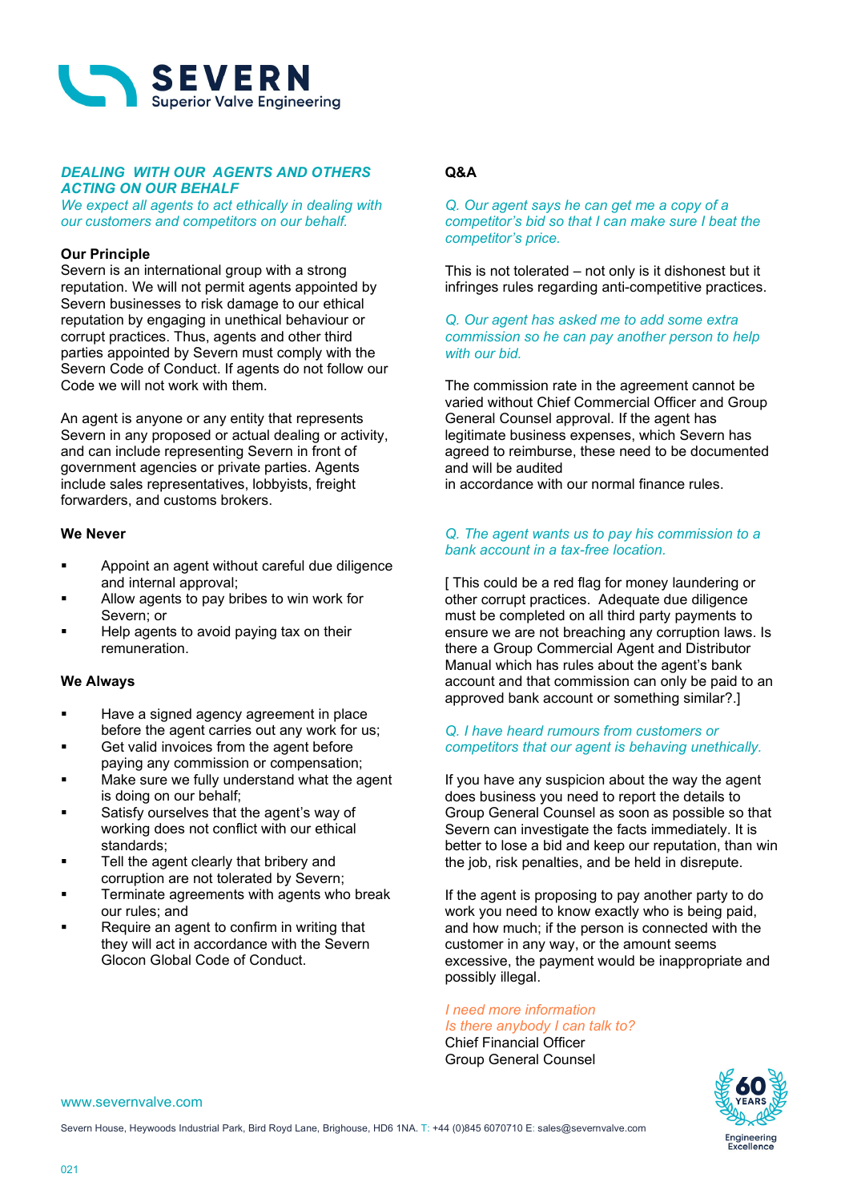## *DEALING WITH OUR AGENTS AND OTHERS ACTING ON OUR BEHALF*

*We expect all agents to act ethically in dealing with our customers and competitors on our behalf.*

### Our Principle

Severn is an international group with a strong reputation. We will not permit agents appointed by Severn businesses to risk damage to our ethical reputation by engaging in unethical behaviour or corrupt practices. Thus, agents and other third parties appointed by Severn must comply with the Severn Code of Conduct. If agents do not follow our Code we will not work with them.

An agent is anyone or any entity that represents Severn in any proposed or actual dealing or activity, and can include representing Severn in front of government agencies or private parties. Agents include sales representatives, lobbyists, freight forwarders, and customs brokers.

### We Never

- Appoint an agent without careful due diligence and internal approval;
- Allow agents to pay bribes to win work for Severn; or
- Help agents to avoid paying tax on their remuneration.

### We Always

- Have a signed agency agreement in place before the agent carries out any work for us;
- Get valid invoices from the agent before paying any commission or compensation;
- Make sure we fully understand what the agent is doing on our behalf;
- Satisfy ourselves that the agent's way of working does not conflict with our ethical standards;
- Tell the agent clearly that bribery and corruption are not tolerated by Severn;
- Terminate agreements with agents who break our rules; and
- Require an agent to confirm in writing that they will act in accordance with the Severn Glocon Global Code of Conduct.

### Q&A

*Q. Our agent says he can get me a copy of a competitor's bid so that I can make sure I beat the competitor's price.*

This is not tolerated – not only is it dishonest but it infringes rules regarding anti-competitive practices.

*Q. Our agent has asked me to add some extra commission so he can pay another person to help with our bid.*

The commission rate in the agreement cannot be varied without Chief Commercial Officer and Group General Counsel approval. If the agent has legitimate business expenses, which Severn has agreed to reimburse, these need to be documented and will be audited in accordance with our normal finance rules.

*Q. The agent wants us to pay his commission to a bank account in a tax-free location.*

[ This could be a red flag for money laundering or other corrupt practices. Adequate due diligence must be completed on all third party payments to ensure we are not breaching any corruption laws. Is there a Group Commercial Agent and Distributor Manual which has rules about the agent's bank account and that commission can only be paid to an approved bank account or something similar?.]

*Q. I have heard rumours from customers or competitors that our agent is behaving unethically.*

If you have any suspicion about the way the agent does business you need to report the details to Group General Counsel as soon as possible so that Severn can investigate the facts immediately. It is better to lose a bid and keep our reputation, than win the job, risk penalties, and be held in disrepute.

If the agent is proposing to pay another party to do work you need to know exactly who is being paid, and how much; if the person is connected with the customer in any way, or the amount seems excessive, the payment would be inappropriate and possibly illegal.

*I need more information*
*Is there anybody I can talk to?*
Chief Financial Officer
Group General Counsel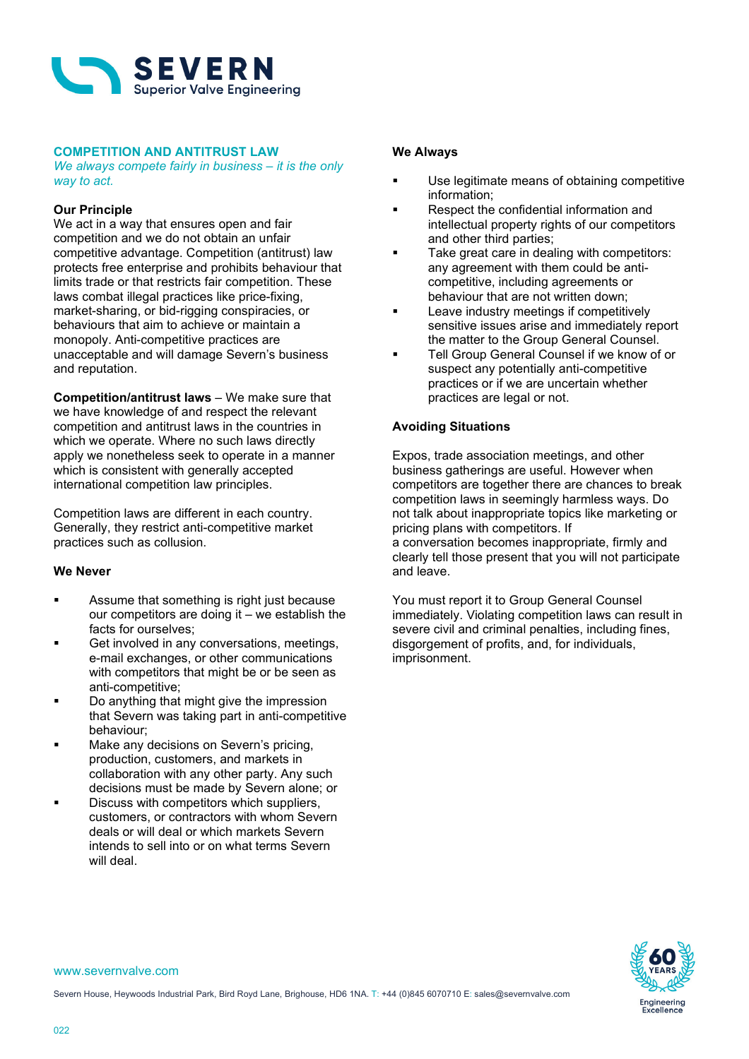## COMPETITION AND ANTITRUST LAW

*We always compete fairly in business – it is the only way to act.*

**Our Principle**

We act in a way that ensures open and fair competition and we do not obtain an unfair competitive advantage. Competition (antitrust) law protects free enterprise and prohibits behaviour that limits trade or that restricts fair competition. These laws combat illegal practices like price-fixing, market-sharing, or bid-rigging conspiracies, or behaviours that aim to achieve or maintain a monopoly. Anti-competitive practices are unacceptable and will damage Severn's business and reputation.

**Competition/antitrust laws** – We make sure that we have knowledge of and respect the relevant competition and antitrust laws in the countries in which we operate. Where no such laws directly apply we nonetheless seek to operate in a manner which is consistent with generally accepted international competition law principles.

Competition laws are different in each country. Generally, they restrict anti-competitive market practices such as collusion.

**We Never**

- Assume that something is right just because our competitors are doing it – we establish the facts for ourselves;
- Get involved in any conversations, meetings, e-mail exchanges, or other communications with competitors that might be or be seen as anti-competitive;
- Do anything that might give the impression that Severn was taking part in anti-competitive behaviour;
- Make any decisions on Severn's pricing, production, customers, and markets in collaboration with any other party. Any such decisions must be made by Severn alone; or
- Discuss with competitors which suppliers, customers, or contractors with whom Severn deals or will deal or which markets Severn intends to sell into or on what terms Severn will deal.

**We Always**

- Use legitimate means of obtaining competitive information;
- Respect the confidential information and intellectual property rights of our competitors and other third parties;
- Take great care in dealing with competitors: any agreement with them could be anti-competitive, including agreements or behaviour that are not written down;
- Leave industry meetings if competitively sensitive issues arise and immediately report the matter to the Group General Counsel.
- Tell Group General Counsel if we know of or suspect any potentially anti-competitive practices or if we are uncertain whether practices are legal or not.

**Avoiding Situations**

Expos, trade association meetings, and other business gatherings are useful. However when competitors are together there are chances to break competition laws in seemingly harmless ways. Do not talk about inappropriate topics like marketing or pricing plans with competitors. If a conversation becomes inappropriate, firmly and clearly tell those present that you will not participate and leave.

You must report it to Group General Counsel immediately. Violating competition laws can result in severe civil and criminal penalties, including fines, disgorgement of profits, and, for individuals, imprisonment.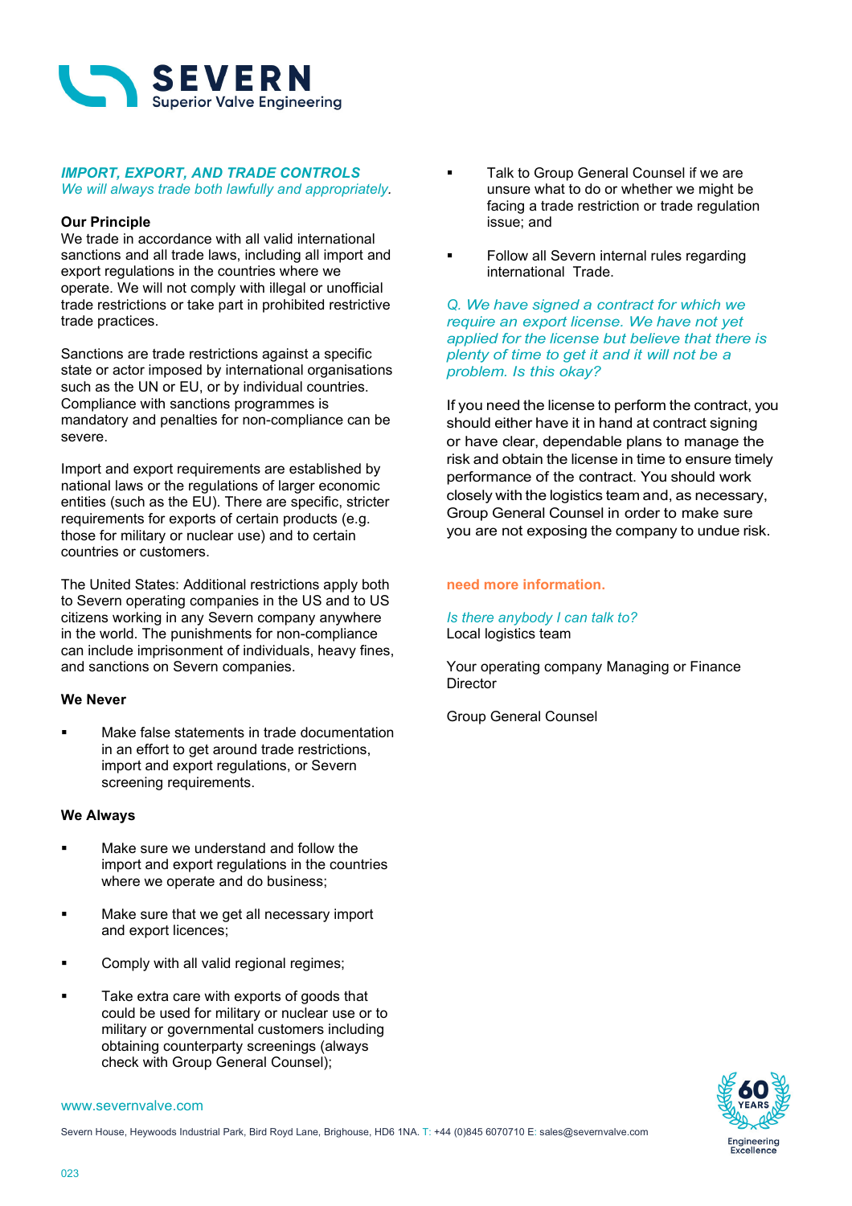## IMPORT, EXPORT, AND TRADE CONTROLS

*We will always trade both lawfully and appropriately.*

**Our Principle**

We trade in accordance with all valid international sanctions and all trade laws, including all import and export regulations in the countries where we operate. We will not comply with illegal or unofficial trade restrictions or take part in prohibited restrictive trade practices.

Sanctions are trade restrictions against a specific state or actor imposed by international organisations such as the UN or EU, or by individual countries. Compliance with sanctions programmes is mandatory and penalties for non-compliance can be severe.

Import and export requirements are established by national laws or the regulations of larger economic entities (such as the EU). There are specific, stricter requirements for exports of certain products (e.g. those for military or nuclear use) and to certain countries or customers.

The United States: Additional restrictions apply both to Severn operating companies in the US and to US citizens working in any Severn company anywhere in the world. The punishments for non-compliance can include imprisonment of individuals, heavy fines, and sanctions on Severn companies.

**We Never**

- Make false statements in trade documentation in an effort to get around trade restrictions, import and export regulations, or Severn screening requirements.

**We Always**

- Make sure we understand and follow the import and export regulations in the countries where we operate and do business;
- Make sure that we get all necessary import and export licences;
- Comply with all valid regional regimes;
- Take extra care with exports of goods that could be used for military or nuclear use or to military or governmental customers including obtaining counterparty screenings (always check with Group General Counsel);
- Talk to Group General Counsel if we are unsure what to do or whether we might be facing a trade restriction or trade regulation issue; and
- Follow all Severn internal rules regarding international Trade.

*Q. We have signed a contract for which we require an export license. We have not yet applied for the license but believe that there is plenty of time to get it and it will not be a problem. Is this okay?*

If you need the license to perform the contract, you should either have it in hand at contract signing or have clear, dependable plans to manage the risk and obtain the license in time to ensure timely performance of the contract. You should work closely with the logistics team and, as necessary, Group General Counsel in order to make sure you are not exposing the company to undue risk.

**need more information.**

*Is there anybody I can talk to?*

Local logistics team

Your operating company Managing or Finance Director

Group General Counsel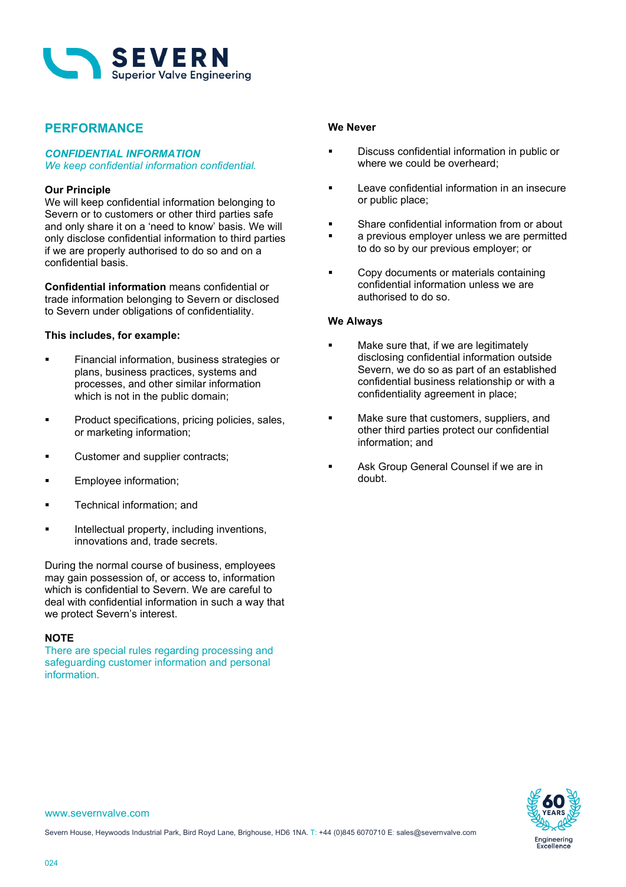## PERFORMANCE

### *CONFIDENTIAL INFORMATION*

*We keep confidential information confidential.*

**Our Principle**

We will keep confidential information belonging to Severn or to customers or other third parties safe and only share it on a 'need to know' basis. We will only disclose confidential information to third parties if we are properly authorised to do so and on a confidential basis.

**Confidential information** means confidential or trade information belonging to Severn or disclosed to Severn under obligations of confidentiality.

**This includes, for example:**

- Financial information, business strategies or plans, business practices, systems and processes, and other similar information which is not in the public domain;
- Product specifications, pricing policies, sales, or marketing information;
- Customer and supplier contracts;
- Employee information;
- Technical information; and
- Intellectual property, including inventions, innovations and, trade secrets.

During the normal course of business, employees may gain possession of, or access to, information which is confidential to Severn. We are careful to deal with confidential information in such a way that we protect Severn's interest.

**NOTE**

There are special rules regarding processing and safeguarding customer information and personal information.

**We Never**

- Discuss confidential information in public or where we could be overheard;
- Leave confidential information in an insecure or public place;
- Share confidential information from or about a previous employer unless we are permitted to do so by our previous employer; or
- Copy documents or materials containing confidential information unless we are authorised to do so.

**We Always**

- Make sure that, if we are legitimately disclosing confidential information outside Severn, we do so as part of an established confidential business relationship or with a confidentiality agreement in place;
- Make sure that customers, suppliers, and other third parties protect our confidential information; and
- Ask Group General Counsel if we are in doubt.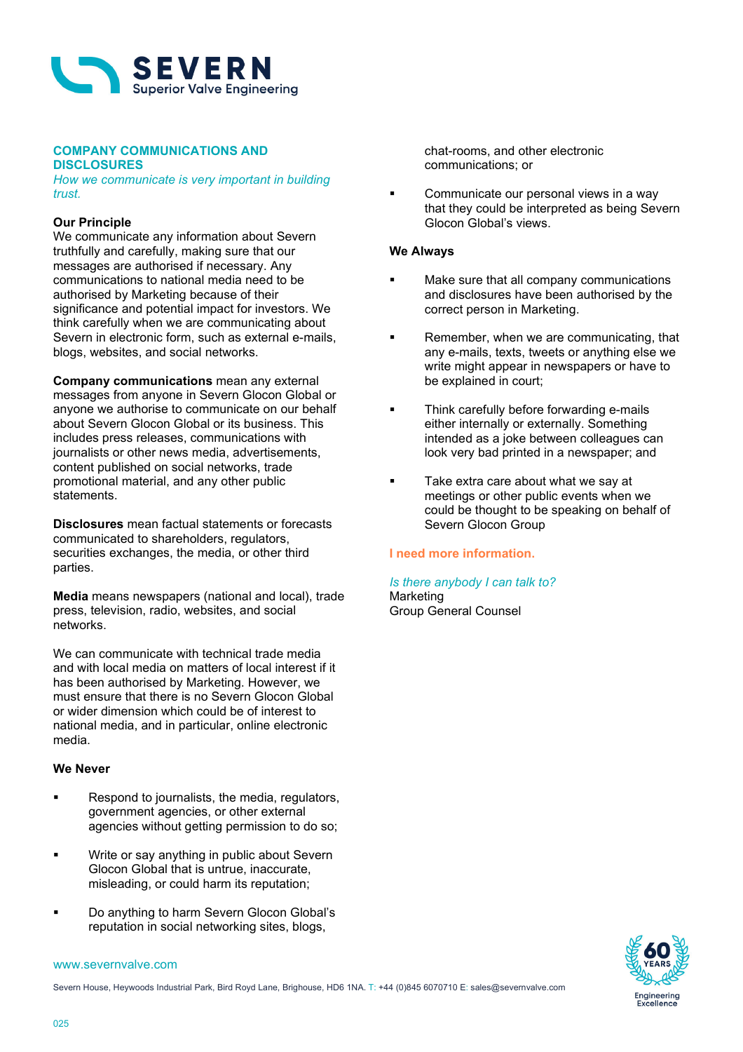## COMPANY COMMUNICATIONS AND DISCLOSURES

*How we communicate is very important in building trust.*

**Our Principle**

We communicate any information about Severn truthfully and carefully, making sure that our messages are authorised if necessary. Any communications to national media need to be authorised by Marketing because of their significance and potential impact for investors. We think carefully when we are communicating about Severn in electronic form, such as external e-mails, blogs, websites, and social networks.

**Company communications** mean any external messages from anyone in Severn Glocon Global or anyone we authorise to communicate on our behalf about Severn Glocon Global or its business. This includes press releases, communications with journalists or other news media, advertisements, content published on social networks, trade promotional material, and any other public statements.

**Disclosures** mean factual statements or forecasts communicated to shareholders, regulators, securities exchanges, the media, or other third parties.

**Media** means newspapers (national and local), trade press, television, radio, websites, and social networks.

We can communicate with technical trade media and with local media on matters of local interest if it has been authorised by Marketing. However, we must ensure that there is no Severn Glocon Global or wider dimension which could be of interest to national media, and in particular, online electronic media.

**We Never**

- Respond to journalists, the media, regulators, government agencies, or other external agencies without getting permission to do so;
- Write or say anything in public about Severn Glocon Global that is untrue, inaccurate, misleading, or could harm its reputation;
- Do anything to harm Severn Glocon Global's reputation in social networking sites, blogs, chat-rooms, and other electronic communications; or
- Communicate our personal views in a way that they could be interpreted as being Severn Glocon Global's views.

**We Always**

- Make sure that all company communications and disclosures have been authorised by the correct person in Marketing.
- Remember, when we are communicating, that any e-mails, texts, tweets or anything else we write might appear in newspapers or have to be explained in court;
- Think carefully before forwarding e-mails either internally or externally. Something intended as a joke between colleagues can look very bad printed in a newspaper; and
- Take extra care about what we say at meetings or other public events when we could be thought to be speaking on behalf of Severn Glocon Group

**I need more information.**

*Is there anybody I can talk to?*

Marketing
Group General Counsel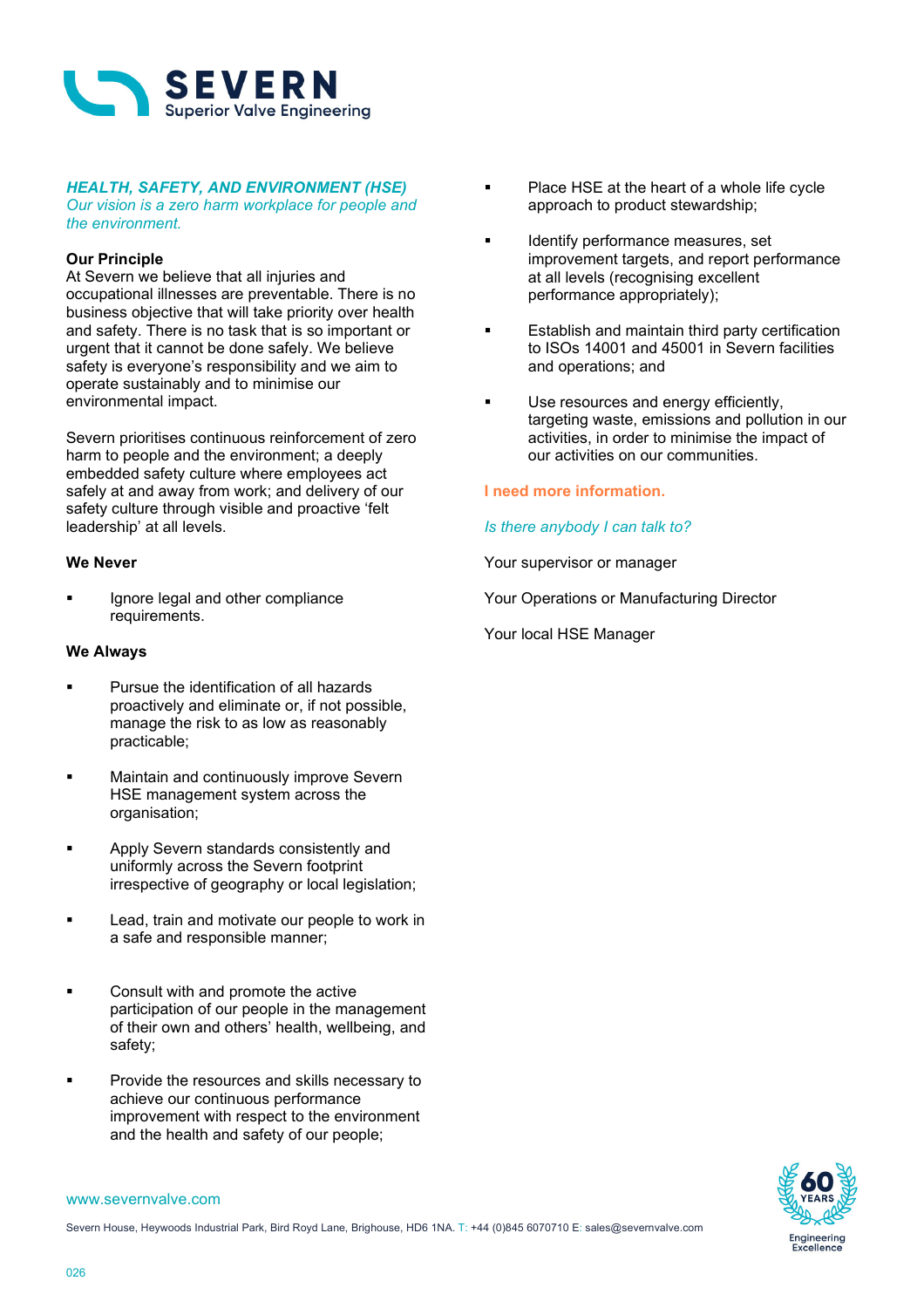## *HEALTH, SAFETY, AND ENVIRONMENT (HSE)*

*Our vision is a zero harm workplace for people and the environment.*

**Our Principle**

At Severn we believe that all injuries and occupational illnesses are preventable. There is no business objective that will take priority over health and safety. There is no task that is so important or urgent that it cannot be done safely. We believe safety is everyone's responsibility and we aim to operate sustainably and to minimise our environmental impact.

Severn prioritises continuous reinforcement of zero harm to people and the environment; a deeply embedded safety culture where employees act safely at and away from work; and delivery of our safety culture through visible and proactive 'felt leadership' at all levels.

**We Never**

- Ignore legal and other compliance requirements.

**We Always**

- Pursue the identification of all hazards proactively and eliminate or, if not possible, manage the risk to as low as reasonably practicable;
- Maintain and continuously improve Severn HSE management system across the organisation;
- Apply Severn standards consistently and uniformly across the Severn footprint irrespective of geography or local legislation;
- Lead, train and motivate our people to work in a safe and responsible manner;
- Consult with and promote the active participation of our people in the management of their own and others' health, wellbeing, and safety;
- Provide the resources and skills necessary to achieve our continuous performance improvement with respect to the environment and the health and safety of our people;
- Place HSE at the heart of a whole life cycle approach to product stewardship;
- Identify performance measures, set improvement targets, and report performance at all levels (recognising excellent performance appropriately);
- Establish and maintain third party certification to ISOs 14001 and 45001 in Severn facilities and operations; and
- Use resources and energy efficiently, targeting waste, emissions and pollution in our activities, in order to minimise the impact of our activities on our communities.

**I need more information.**

*Is there anybody I can talk to?*

Your supervisor or manager

Your Operations or Manufacturing Director

Your local HSE Manager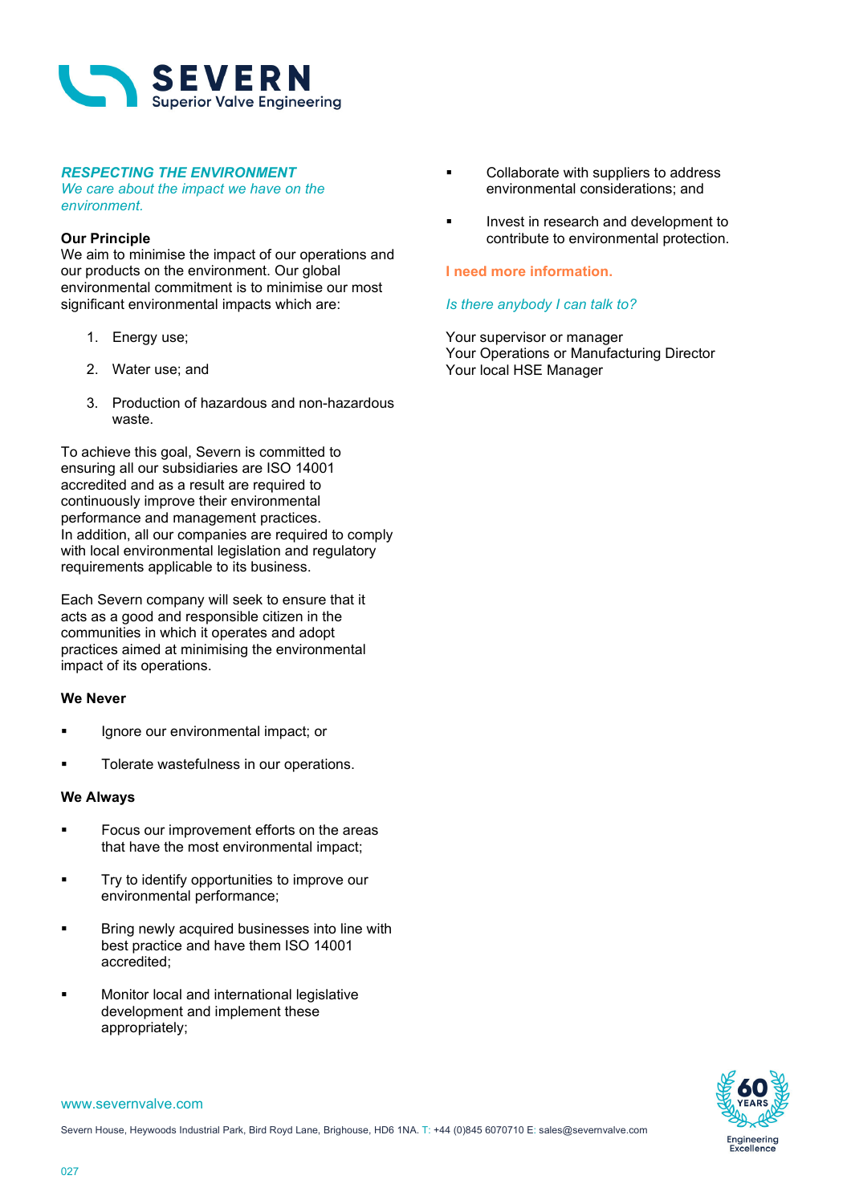## *RESPECTING THE ENVIRONMENT*

*We care about the impact we have on the environment.*

**Our Principle**

We aim to minimise the impact of our operations and our products on the environment. Our global environmental commitment is to minimise our most significant environmental impacts which are:

1. Energy use;
2. Water use; and
3. Production of hazardous and non-hazardous waste.

To achieve this goal, Severn is committed to ensuring all our subsidiaries are ISO 14001 accredited and as a result are required to continuously improve their environmental performance and management practices.
In addition, all our companies are required to comply with local environmental legislation and regulatory requirements applicable to its business.

Each Severn company will seek to ensure that it acts as a good and responsible citizen in the communities in which it operates and adopt practices aimed at minimising the environmental impact of its operations.

**We Never**

- Ignore our environmental impact; or
- Tolerate wastefulness in our operations.

**We Always**

- Focus our improvement efforts on the areas that have the most environmental impact;
- Try to identify opportunities to improve our environmental performance;
- Bring newly acquired businesses into line with best practice and have them ISO 14001 accredited;
- Monitor local and international legislative development and implement these appropriately;
- Collaborate with suppliers to address environmental considerations; and
- Invest in research and development to contribute to environmental protection.

**I need more information.**

*Is there anybody I can talk to?*

Your supervisor or manager
Your Operations or Manufacturing Director
Your local HSE Manager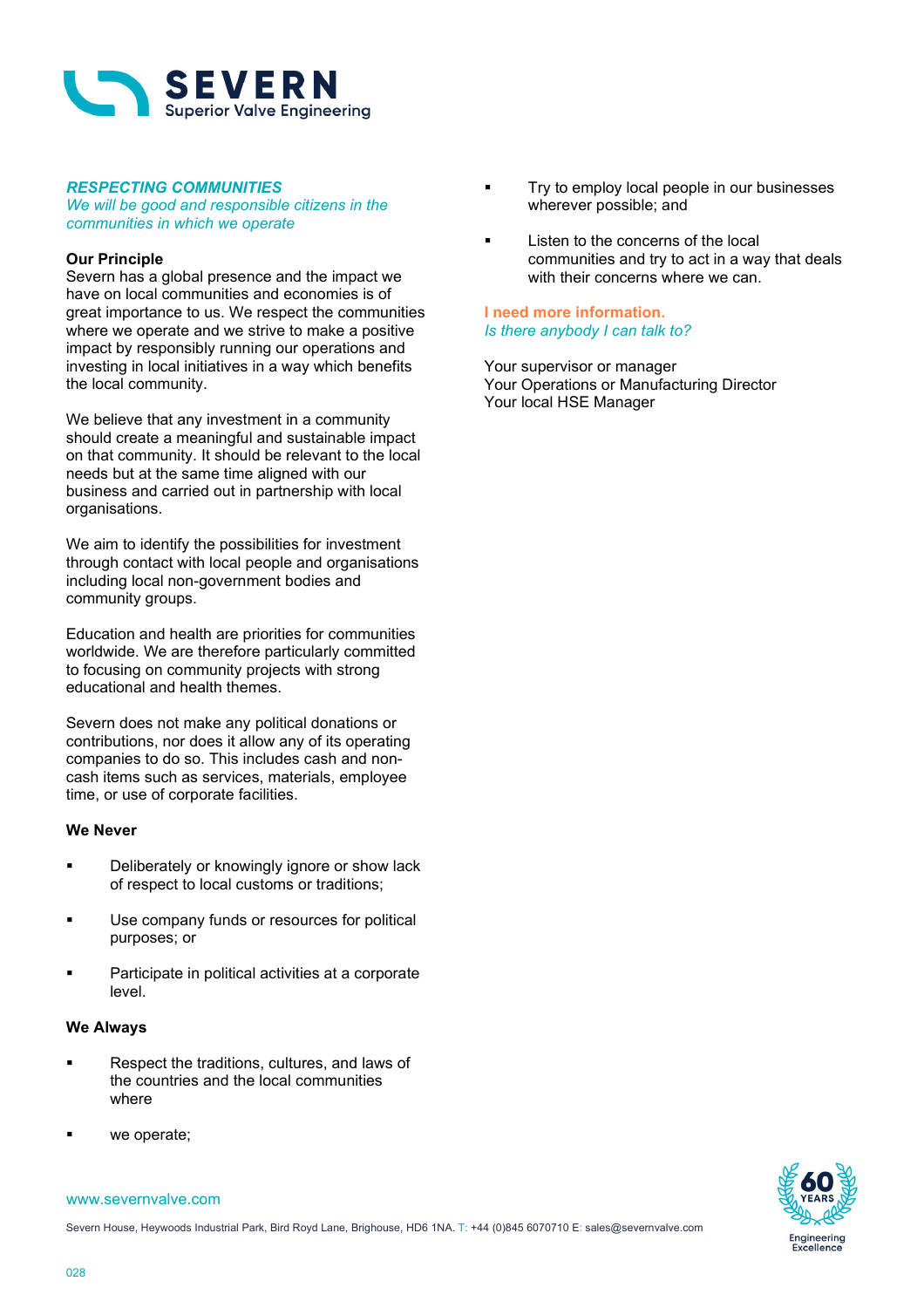## *RESPECTING COMMUNITIES*

*We will be good and responsible citizens in the communities in which we operate*

**Our Principle**

Severn has a global presence and the impact we have on local communities and economies is of great importance to us. We respect the communities where we operate and we strive to make a positive impact by responsibly running our operations and investing in local initiatives in a way which benefits the local community.

We believe that any investment in a community should create a meaningful and sustainable impact on that community. It should be relevant to the local needs but at the same time aligned with our business and carried out in partnership with local organisations.

We aim to identify the possibilities for investment through contact with local people and organisations including local non-government bodies and community groups.

Education and health are priorities for communities worldwide. We are therefore particularly committed to focusing on community projects with strong educational and health themes.

Severn does not make any political donations or contributions, nor does it allow any of its operating companies to do so. This includes cash and non-cash items such as services, materials, employee time, or use of corporate facilities.

**We Never**

- Deliberately or knowingly ignore or show lack of respect to local customs or traditions;
- Use company funds or resources for political purposes; or
- Participate in political activities at a corporate level.

**We Always**

- Respect the traditions, cultures, and laws of the countries and the local communities where
- we operate;
- Try to employ local people in our businesses wherever possible; and
- Listen to the concerns of the local communities and try to act in a way that deals with their concerns where we can.

**I need more information.**

*Is there anybody I can talk to?*

Your supervisor or manager
Your Operations or Manufacturing Director
Your local HSE Manager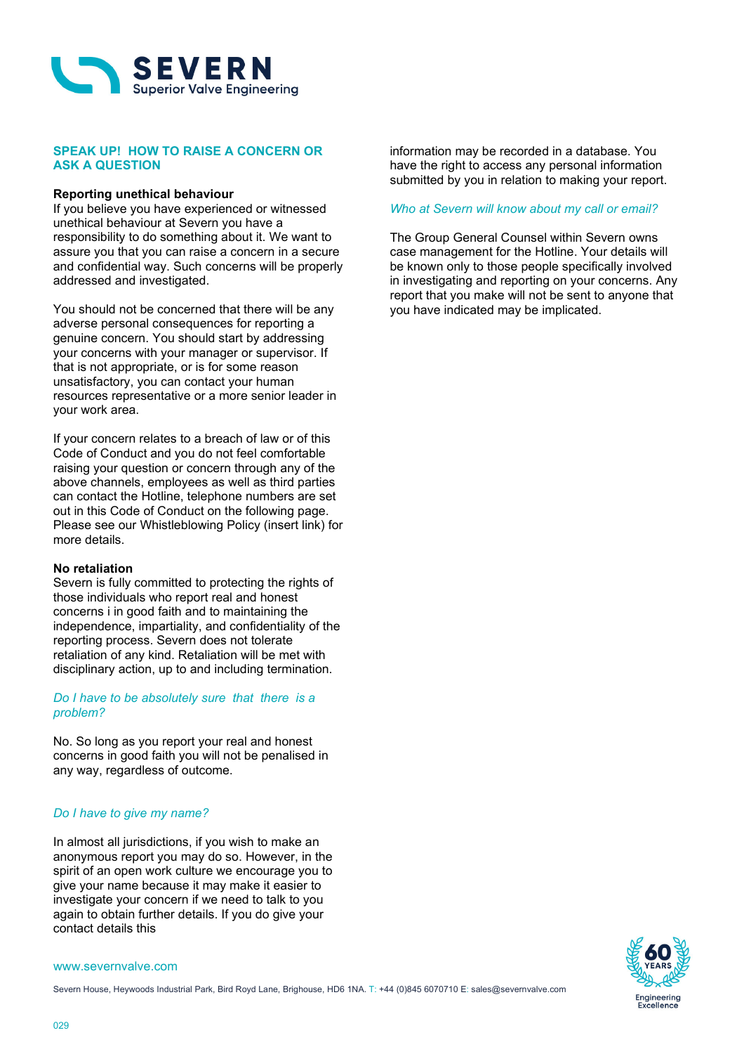## SPEAK UP! HOW TO RAISE A CONCERN OR ASK A QUESTION

**Reporting unethical behaviour**

If you believe you have experienced or witnessed unethical behaviour at Severn you have a responsibility to do something about it. We want to assure you that you can raise a concern in a secure and confidential way. Such concerns will be properly addressed and investigated.

You should not be concerned that there will be any adverse personal consequences for reporting a genuine concern. You should start by addressing your concerns with your manager or supervisor. If that is not appropriate, or is for some reason unsatisfactory, you can contact your human resources representative or a more senior leader in your work area.

If your concern relates to a breach of law or of this Code of Conduct and you do not feel comfortable raising your question or concern through any of the above channels, employees as well as third parties can contact the Hotline, telephone numbers are set out in this Code of Conduct on the following page. Please see our Whistleblowing Policy (insert link) for more details.

**No retaliation**

Severn is fully committed to protecting the rights of those individuals who report real and honest concerns i in good faith and to maintaining the independence, impartiality, and confidentiality of the reporting process. Severn does not tolerate retaliation of any kind. Retaliation will be met with disciplinary action, up to and including termination.

*Do I have to be absolutely sure that there is a problem?*

No. So long as you report your real and honest concerns in good faith you will not be penalised in any way, regardless of outcome.

*Do I have to give my name?*

In almost all jurisdictions, if you wish to make an anonymous report you may do so. However, in the spirit of an open work culture we encourage you to give your name because it may make it easier to investigate your concern if we need to talk to you again to obtain further details. If you do give your contact details this information may be recorded in a database. You have the right to access any personal information submitted by you in relation to making your report.

*Who at Severn will know about my call or email?*

The Group General Counsel within Severn owns case management for the Hotline. Your details will be known only to those people specifically involved in investigating and reporting on your concerns. Any report that you make will not be sent to anyone that you have indicated may be implicated.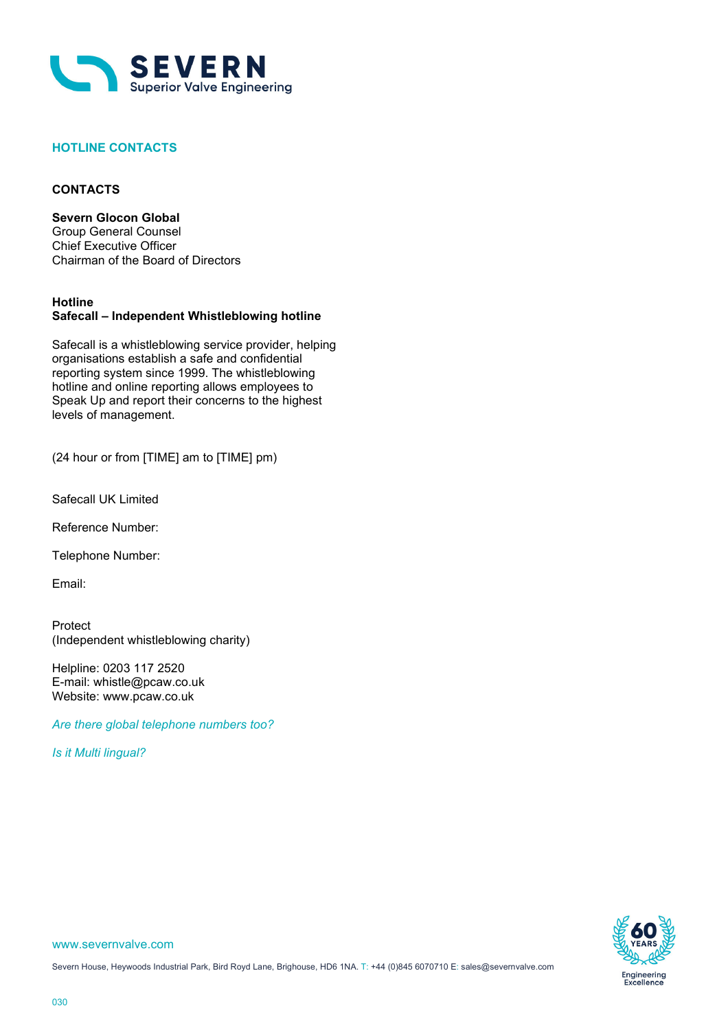## HOTLINE CONTACTS

### CONTACTS

**Severn Glocon Global**
Group General Counsel
Chief Executive Officer
Chairman of the Board of Directors

**Hotline**
**Safecall – Independent Whistleblowing hotline**

Safecall is a whistleblowing service provider, helping organisations establish a safe and confidential reporting system since 1999. The whistleblowing hotline and online reporting allows employees to Speak Up and report their concerns to the highest levels of management.

(24 hour or from [TIME] am to [TIME] pm)

Safecall UK Limited

Reference Number:

Telephone Number:

Email:

Protect
(Independent whistleblowing charity)

Helpline: 0203 117 2520
E-mail: whistle@pcaw.co.uk
Website: www.pcaw.co.uk

*Are there global telephone numbers too?*

*Is it Multi lingual?*